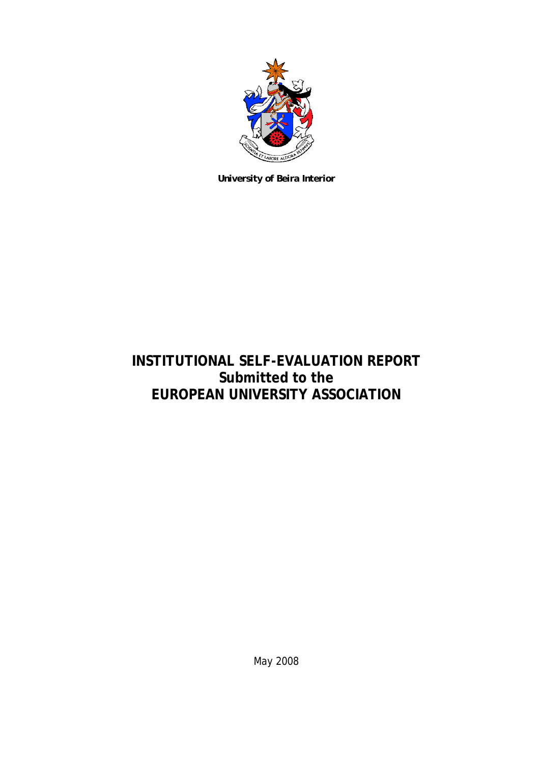**University of Beira Interior**

# INSTITUTIONAL SELF-EVALUATION REPORT
# Submitted to the
# EUROPEAN UNIVERSITY ASSOCIATION

May 2008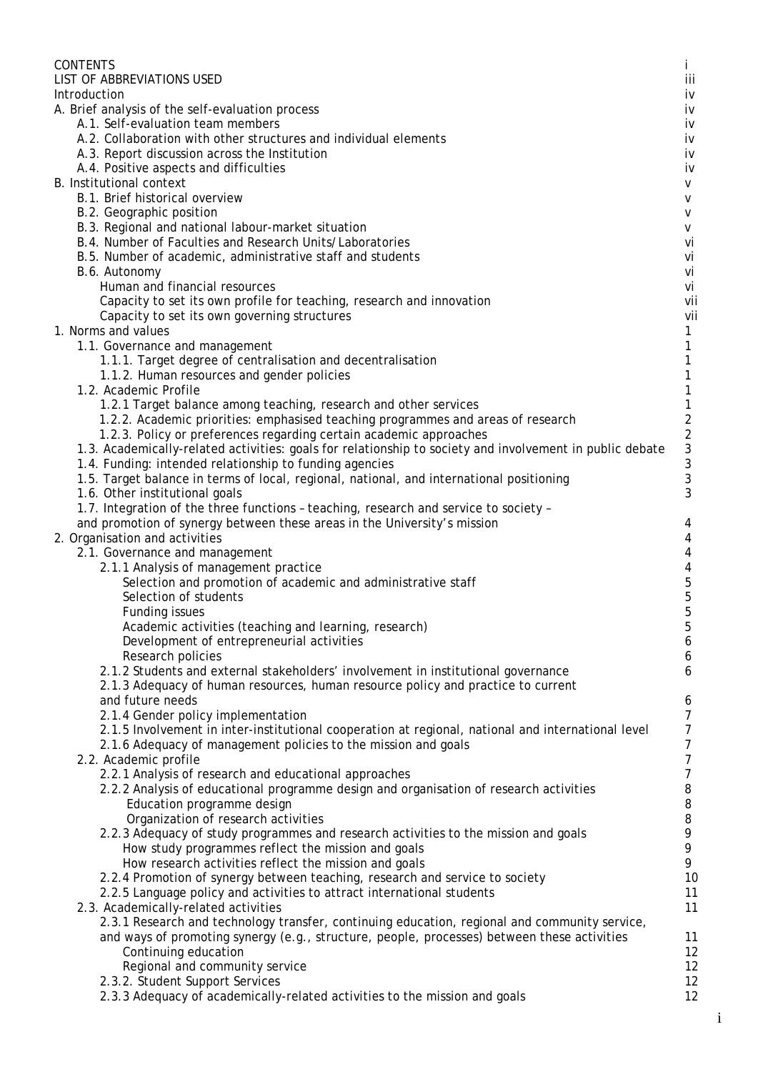| CONTENTS | i |
|---|---|
| LIST OF ABBREVIATIONS USED | iii |
| Introduction | iv |
| A. Brief analysis of the self-evaluation process | iv |
| A.1. Self-evaluation team members | iv |
| A.2. Collaboration with other structures and individual elements | iv |
| A.3. Report discussion across the Institution | iv |
| A.4. Positive aspects and difficulties | iv |
| B. Institutional context | v |
| B.1. Brief historical overview | v |
| B.2. Geographic position | v |
| B.3. Regional and national labour-market situation | v |
| B.4. Number of Faculties and Research Units/Laboratories | vi |
| B.5. Number of academic, administrative staff and students | vi |
| B.6. Autonomy | vi |
| Human and financial resources | vi |
| Capacity to set its own profile for teaching, research and innovation | vii |
| Capacity to set its own governing structures | vii |
| 1. Norms and values | 1 |
| 1.1. Governance and management | 1 |
| 1.1.1. Target degree of centralisation and decentralisation | 1 |
| 1.1.2. Human resources and gender policies | 1 |
| 1.2. Academic Profile | 1 |
| 1.2.1 Target balance among teaching, research and other services | 1 |
| 1.2.2. Academic priorities: emphasised teaching programmes and areas of research | 2 |
| 1.2.3. Policy or preferences regarding certain academic approaches | 2 |
| 1.3. Academically-related activities: goals for relationship to society and involvement in public debate | 3 |
| 1.4. Funding: intended relationship to funding agencies | 3 |
| 1.5. Target balance in terms of local, regional, national, and international positioning | 3 |
| 1.6. Other institutional goals | 3 |
| 1.7. Integration of the three functions – teaching, research and service to society – and promotion of synergy between these areas in the University's mission | 4 |
| 2. Organisation and activities | 4 |
| 2.1. Governance and management | 4 |
| 2.1.1 Analysis of management practice | 4 |
| Selection and promotion of academic and administrative staff | 5 |
| Selection of students | 5 |
| Funding issues | 5 |
| Academic activities (teaching and learning, research) | 5 |
| Development of entrepreneurial activities | 6 |
| Research policies | 6 |
| 2.1.2 Students and external stakeholders' involvement in institutional governance | 6 |
| 2.1.3 Adequacy of human resources, human resource policy and practice to current and future needs | 6 |
| 2.1.4 Gender policy implementation | 7 |
| 2.1.5 Involvement in inter-institutional cooperation at regional, national and international level | 7 |
| 2.1.6 Adequacy of management policies to the mission and goals | 7 |
| 2.2. Academic profile | 7 |
| 2.2.1 Analysis of research and educational approaches | 7 |
| 2.2.2 Analysis of educational programme design and organisation of research activities | 8 |
| Education programme design | 8 |
| Organization of research activities | 8 |
| 2.2.3 Adequacy of study programmes and research activities to the mission and goals | 9 |
| How study programmes reflect the mission and goals | 9 |
| How research activities reflect the mission and goals | 9 |
| 2.2.4 Promotion of synergy between teaching, research and service to society | 10 |
| 2.2.5 Language policy and activities to attract international students | 11 |
| 2.3. Academically-related activities | 11 |
| 2.3.1 Research and technology transfer, continuing education, regional and community service, and ways of promoting synergy (e.g., structure, people, processes) between these activities | 11 |
| Continuing education | 12 |
| Regional and community service | 12 |
| 2.3.2. Student Support Services | 12 |
| 2.3.3 Adequacy of academically-related activities to the mission and goals | 12 |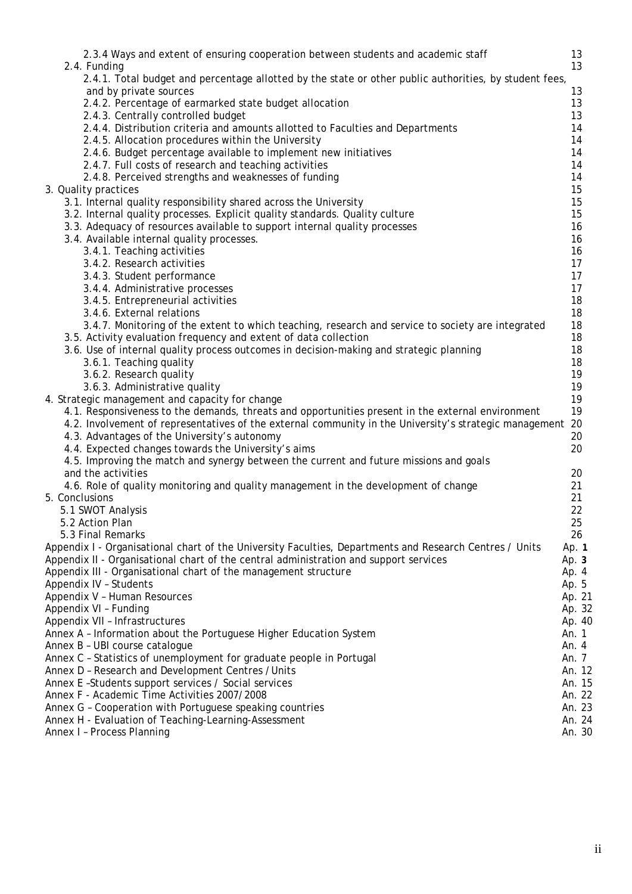- 2.3.4 Ways and extent of ensuring cooperation between students and academic staff 13
- 2.4. Funding 13
  - 2.4.1. Total budget and percentage allotted by the state or other public authorities, by student fees, and by private sources 13
  - 2.4.2. Percentage of earmarked state budget allocation 13
  - 2.4.3. Centrally controlled budget 13
  - 2.4.4. Distribution criteria and amounts allotted to Faculties and Departments 14
  - 2.4.5. Allocation procedures within the University 14
  - 2.4.6. Budget percentage available to implement new initiatives 14
  - 2.4.7. Full costs of research and teaching activities 14
  - 2.4.8. Perceived strengths and weaknesses of funding 14

3. Quality practices 15
   - 3.1. Internal quality responsibility shared across the University 15
   - 3.2. Internal quality processes. Explicit quality standards. Quality culture 15
   - 3.3. Adequacy of resources available to support internal quality processes 16
   - 3.4. Available internal quality processes. 16
     - 3.4.1. Teaching activities 16
     - 3.4.2. Research activities 17
     - 3.4.3. Student performance 17
     - 3.4.4. Administrative processes 17
     - 3.4.5. Entrepreneurial activities 18
     - 3.4.6. External relations 18
     - 3.4.7. Monitoring of the extent to which teaching, research and service to society are integrated 18
   - 3.5. Activity evaluation frequency and extent of data collection 18
   - 3.6. Use of internal quality process outcomes in decision-making and strategic planning 18
     - 3.6.1. Teaching quality 18
     - 3.6.2. Research quality 19
     - 3.6.3. Administrative quality 19
4. Strategic management and capacity for change 19
   - 4.1. Responsiveness to the demands, threats and opportunities present in the external environment 19
   - 4.2. Involvement of representatives of the external community in the University's strategic management 20
   - 4.3. Advantages of the University's autonomy 20
   - 4.4. Expected changes towards the University's aims 20
   - 4.5. Improving the match and synergy between the current and future missions and goals and the activities 20
   - 4.6. Role of quality monitoring and quality management in the development of change 21
5. Conclusions 21
   - 5.1 SWOT Analysis 22
   - 5.2 Action Plan 25
   - 5.3 Final Remarks 26

Appendix I - Organisational chart of the University Faculties, Departments and Research Centres / Units Ap. **1**
Appendix II - Organisational chart of the central administration and support services Ap. **3**
Appendix III - Organisational chart of the management structure Ap. 4
Appendix IV – Students Ap. 5
Appendix V – Human Resources Ap. 21
Appendix VI – Funding Ap. 32
Appendix VII – Infrastructures Ap. 40
Annex A – Information about the Portuguese Higher Education System An. 1
Annex B – UBI course catalogue An. 4
Annex C – Statistics of unemployment for graduate people in Portugal An. 7
Annex D – Research and Development Centres / Units An. 12
Annex E –Students support services / Social services An. 15
Annex F - Academic Time Activities 2007/2008 An. 22
Annex G – Cooperation with Portuguese speaking countries An. 23
Annex H - Evaluation of Teaching-Learning-Assessment An. 24
Annex I – Process Planning An. 30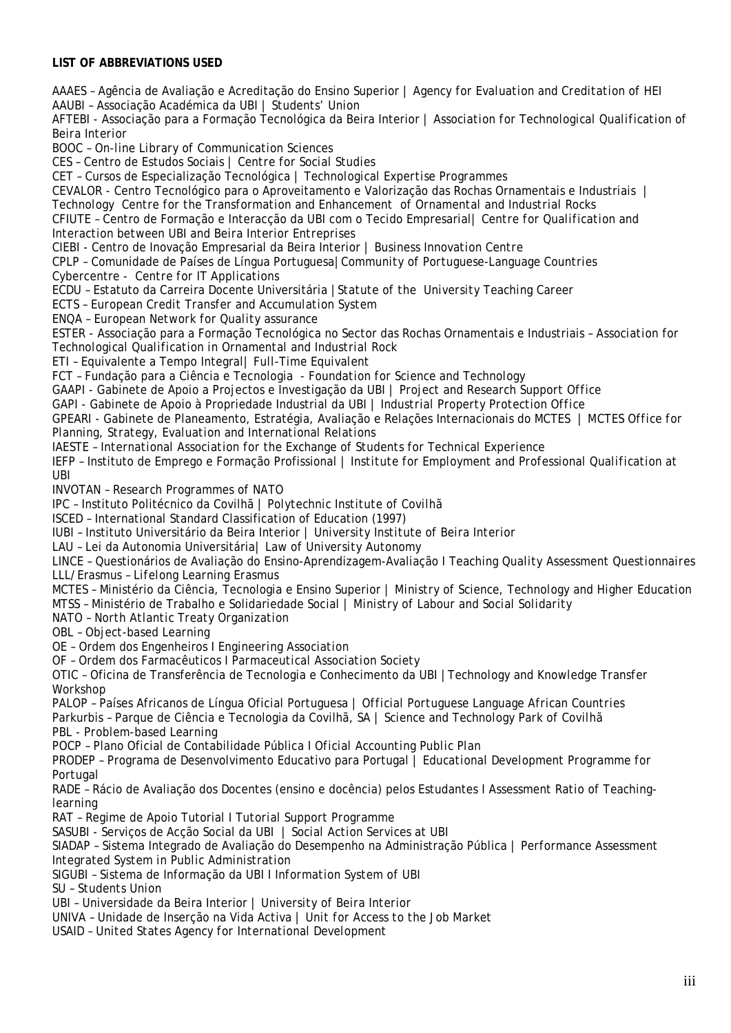**LIST OF ABBREVIATIONS USED**

AAAES – Agência de Avaliação e Acreditação do Ensino Superior | Agency for Evaluation and Creditation of HEI
AAUBI – Associação Académica da UBI | Students' Union
AFTEBI - Associação para a Formação Tecnológica da Beira Interior | Association for Technological Qualification of Beira Interior
BOOC – On-line Library of Communication Sciences
CES – Centro de Estudos Sociais | Centre for Social Studies
CET – Cursos de Especialização Tecnológica | Technological Expertise Programmes
CEVALOR - Centro Tecnológico para o Aproveitamento e Valorização das Rochas Ornamentais e Industriais | Technology Centre for the Transformation and Enhancement of Ornamental and Industrial Rocks
CFIUTE – Centro de Formação e Interacção da UBI com o Tecido Empresarial| Centre for Qualification and Interaction between UBI and Beira Interior Entreprises
CIEBI - Centro de Inovação Empresarial da Beira Interior | Business Innovation Centre
CPLP – Comunidade de Países de Língua Portuguesa| Community of Portuguese-Language Countries
Cybercentre - Centre for IT Applications
ECDU – Estatuto da Carreira Docente Universitária | Statute of the University Teaching Career
ECTS – European Credit Transfer and Accumulation System
ENQA – European Network for Quality assurance
ESTER - Associação para a Formação Tecnológica no Sector das Rochas Ornamentais e Industriais – Association for Technological Qualification in Ornamental and Industrial Rock
ETI – Equivalente a Tempo Integral| Full-Time Equivalent
FCT – Fundação para a Ciência e Tecnologia - Foundation for Science and Technology
GAAPI - Gabinete de Apoio a Projectos e Investigação da UBI | Project and Research Support Office
GAPI - Gabinete de Apoio à Propriedade Industrial da UBI | Industrial Property Protection Office
GPEARI - Gabinete de Planeamento, Estratégia, Avaliação e Relações Internacionais do MCTES | MCTES Office for Planning, Strategy, Evaluation and International Relations
IAESTE – International Association for the Exchange of Students for Technical Experience
IEFP – Instituto de Emprego e Formação Profissional | Institute for Employment and Professional Qualification at UBI
INVOTAN – Research Programmes of NATO
IPC – Instituto Politécnico da Covilhã | Polytechnic Institute of Covilhã
ISCED – International Standard Classification of Education (1997)
IUBI – Instituto Universitário da Beira Interior | University Institute of Beira Interior
LAU – Lei da Autonomia Universitária| Law of University Autonomy
LINCE – Questionários de Avaliação do Ensino-Aprendizagem-Avaliação I Teaching Quality Assessment Questionnaires
LLL/Erasmus – Lifelong Learning Erasmus
MCTES – Ministério da Ciência, Tecnologia e Ensino Superior | Ministry of Science, Technology and Higher Education
MTSS – Ministério de Trabalho e Solidariedade Social | Ministry of Labour and Social Solidarity
NATO – North Atlantic Treaty Organization
OBL – Object-based Learning
OE – Ordem dos Engenheiros I Engineering Association
OF – Ordem dos Farmacêuticos I Parmaceutical Association Society
OTIC – Oficina de Transferência de Tecnologia e Conhecimento da UBI | Technology and Knowledge Transfer Workshop
PALOP – Países Africanos de Língua Oficial Portuguesa | Official Portuguese Language African Countries
Parkurbis – Parque de Ciência e Tecnologia da Covilhã, SA | Science and Technology Park of Covilhã
PBL - Problem-based Learning
POCP – Plano Oficial de Contabilidade Pública I Oficial Accounting Public Plan
PRODEP – Programa de Desenvolvimento Educativo para Portugal | Educational Development Programme for Portugal
RADE – Rácio de Avaliação dos Docentes (ensino e docência) pelos Estudantes I Assessment Ratio of Teaching-learning
RAT – Regime de Apoio Tutorial I Tutorial Support Programme
SASUBI - Serviços de Acção Social da UBI | Social Action Services at UBI
SIADAP – Sistema Integrado de Avaliação do Desempenho na Administração Pública | Performance Assessment Integrated System in Public Administration
SIGUBI – Sistema de Informação da UBI I Information System of UBI
SU – Students Union
UBI – Universidade da Beira Interior | University of Beira Interior
UNIVA – Unidade de Inserção na Vida Activa | Unit for Access to the Job Market
USAID – United States Agency for International Development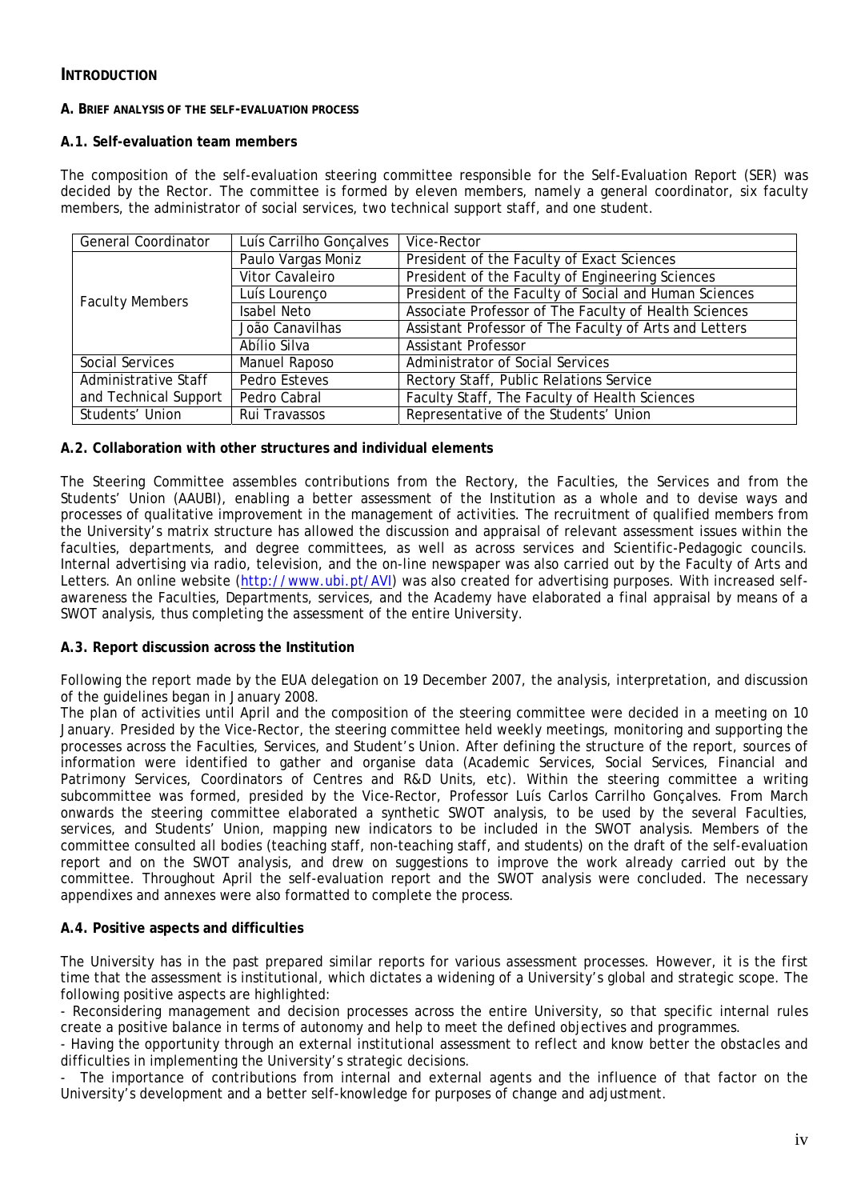## INTRODUCTION

### A. BRIEF ANALYSIS OF THE SELF-EVALUATION PROCESS

**A.1. Self-evaluation team members**

The composition of the self-evaluation steering committee responsible for the Self-Evaluation Report (SER) was decided by the Rector. The committee is formed by eleven members, namely a general coordinator, six faculty members, the administrator of social services, two technical support staff, and one student.

| General Coordinator | Luís Carrilho Gonçalves | Vice-Rector |
|---|---|---|
| Faculty Members | Paulo Vargas Moniz | President of the Faculty of Exact Sciences |
| | Vitor Cavaleiro | President of the Faculty of Engineering Sciences |
| | Luís Lourenço | President of the Faculty of Social and Human Sciences |
| | Isabel Neto | Associate Professor of The Faculty of Health Sciences |
| | João Canavilhas | Assistant Professor of The Faculty of Arts and Letters |
| | Abílio Silva | Assistant Professor |
| Social Services | Manuel Raposo | Administrator of Social Services |
| Administrative Staff and Technical Support | Pedro Esteves | Rectory Staff, Public Relations Service |
| | Pedro Cabral | Faculty Staff, The Faculty of Health Sciences |
| Students' Union | Rui Travassos | Representative of the Students' Union |

**A.2. Collaboration with other structures and individual elements**

The Steering Committee assembles contributions from the Rectory, the Faculties, the Services and from the Students' Union (AAUBI), enabling a better assessment of the Institution as a whole and to devise ways and processes of qualitative improvement in the management of activities. The recruitment of qualified members from the University's matrix structure has allowed the discussion and appraisal of relevant assessment issues within the faculties, departments, and degree committees, as well as across services and Scientific-Pedagogic councils. Internal advertising via radio, television, and the on-line newspaper was also carried out by the Faculty of Arts and Letters. An online website (http://www.ubi.pt/AVI) was also created for advertising purposes. With increased self-awareness the Faculties, Departments, services, and the Academy have elaborated a final appraisal by means of a SWOT analysis, thus completing the assessment of the entire University.

**A.3. Report discussion across the Institution**

Following the report made by the EUA delegation on 19 December 2007, the analysis, interpretation, and discussion of the guidelines began in January 2008.

The plan of activities until April and the composition of the steering committee were decided in a meeting on 10 January. Presided by the Vice-Rector, the steering committee held weekly meetings, monitoring and supporting the processes across the Faculties, Services, and Student's Union. After defining the structure of the report, sources of information were identified to gather and organise data (Academic Services, Social Services, Financial and Patrimony Services, Coordinators of Centres and R&D Units, etc). Within the steering committee a writing subcommittee was formed, presided by the Vice-Rector, Professor Luís Carlos Carrilho Gonçalves. From March onwards the steering committee elaborated a synthetic SWOT analysis, to be used by the several Faculties, services, and Students' Union, mapping new indicators to be included in the SWOT analysis. Members of the committee consulted all bodies (teaching staff, non-teaching staff, and students) on the draft of the self-evaluation report and on the SWOT analysis, and drew on suggestions to improve the work already carried out by the committee. Throughout April the self-evaluation report and the SWOT analysis were concluded. The necessary appendixes and annexes were also formatted to complete the process.

**A.4. Positive aspects and difficulties**

The University has in the past prepared similar reports for various assessment processes. However, it is the first time that the assessment is institutional, which dictates a widening of a University's global and strategic scope. The following positive aspects are highlighted:

- Reconsidering management and decision processes across the entire University, so that specific internal rules create a positive balance in terms of autonomy and help to meet the defined objectives and programmes.
- Having the opportunity through an external institutional assessment to reflect and know better the obstacles and difficulties in implementing the University's strategic decisions.
- The importance of contributions from internal and external agents and the influence of that factor on the University's development and a better self-knowledge for purposes of change and adjustment.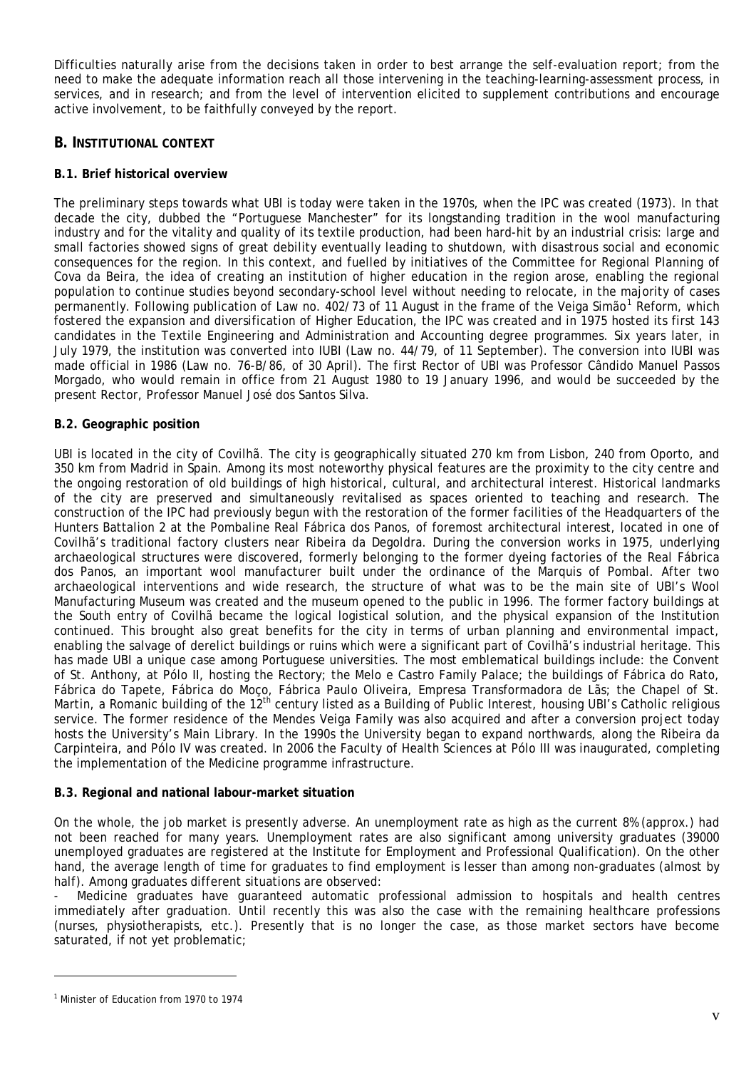Difficulties naturally arise from the decisions taken in order to best arrange the self-evaluation report; from the need to make the adequate information reach all those intervening in the teaching-learning-assessment process, in services, and in research; and from the level of intervention elicited to supplement contributions and encourage active involvement, to be faithfully conveyed by the report.

## B. INSTITUTIONAL CONTEXT

### B.1. Brief historical overview

The preliminary steps towards what UBI is today were taken in the 1970s, when the IPC was created (1973). In that decade the city, dubbed the "Portuguese Manchester" for its longstanding tradition in the wool manufacturing industry and for the vitality and quality of its textile production, had been hard-hit by an industrial crisis: large and small factories showed signs of great debility eventually leading to shutdown, with disastrous social and economic consequences for the region. In this context, and fuelled by initiatives of the Committee for Regional Planning of Cova da Beira, the idea of creating an institution of higher education in the region arose, enabling the regional population to continue studies beyond secondary-school level without needing to relocate, in the majority of cases permanently. Following publication of Law no. 402/73 of 11 August in the frame of the Veiga Simão[1] Reform, which fostered the expansion and diversification of Higher Education, the IPC was created and in 1975 hosted its first 143 candidates in the Textile Engineering and Administration and Accounting degree programmes. Six years later, in July 1979, the institution was converted into IUBI (Law no. 44/79, of 11 September). The conversion into IUBI was made official in 1986 (Law no. 76-B/86, of 30 April). The first Rector of UBI was Professor Cândido Manuel Passos Morgado, who would remain in office from 21 August 1980 to 19 January 1996, and would be succeeded by the present Rector, Professor Manuel José dos Santos Silva.

### B.2. Geographic position

UBI is located in the city of Covilhã. The city is geographically situated 270 km from Lisbon, 240 from Oporto, and 350 km from Madrid in Spain. Among its most noteworthy physical features are the proximity to the city centre and the ongoing restoration of old buildings of high historical, cultural, and architectural interest. Historical landmarks of the city are preserved and simultaneously revitalised as spaces oriented to teaching and research. The construction of the IPC had previously begun with the restoration of the former facilities of the Headquarters of the Hunters Battalion 2 at the Pombaline Real Fábrica dos Panos, of foremost architectural interest, located in one of Covilhã's traditional factory clusters near Ribeira da Degoldra. During the conversion works in 1975, underlying archaeological structures were discovered, formerly belonging to the former dyeing factories of the Real Fábrica dos Panos, an important wool manufacturer built under the ordinance of the Marquis of Pombal. After two archaeological interventions and wide research, the structure of what was to be the main site of UBI's Wool Manufacturing Museum was created and the museum opened to the public in 1996. The former factory buildings at the South entry of Covilhã became the logical logistical solution, and the physical expansion of the Institution continued. This brought also great benefits for the city in terms of urban planning and environmental impact, enabling the salvage of derelict buildings or ruins which were a significant part of Covilhã's industrial heritage. This has made UBI a unique case among Portuguese universities. The most emblematical buildings include: the Convent of St. Anthony, at Pólo II, hosting the Rectory; the Melo e Castro Family Palace; the buildings of Fábrica do Rato, Fábrica do Tapete, Fábrica do Moço, Fábrica Paulo Oliveira, Empresa Transformadora de Lãs; the Chapel of St. Martin, a Romanic building of the 12th century listed as a Building of Public Interest, housing UBI's Catholic religious service. The former residence of the Mendes Veiga Family was also acquired and after a conversion project today hosts the University's Main Library. In the 1990s the University began to expand northwards, along the Ribeira da Carpinteira, and Pólo IV was created. In 2006 the Faculty of Health Sciences at Pólo III was inaugurated, completing the implementation of the Medicine programme infrastructure.

### B.3. Regional and national labour-market situation

On the whole, the job market is presently adverse. An unemployment rate as high as the current 8% (approx.) had not been reached for many years. Unemployment rates are also significant among university graduates (39000 unemployed graduates are registered at the Institute for Employment and Professional Qualification). On the other hand, the average length of time for graduates to find employment is lesser than among non-graduates (almost by half). Among graduates different situations are observed:

- Medicine graduates have guaranteed automatic professional admission to hospitals and health centres immediately after graduation. Until recently this was also the case with the remaining healthcare professions (nurses, physiotherapists, etc.). Presently that is no longer the case, as those market sectors have become saturated, if not yet problematic;

---

[1] Minister of Education from 1970 to 1974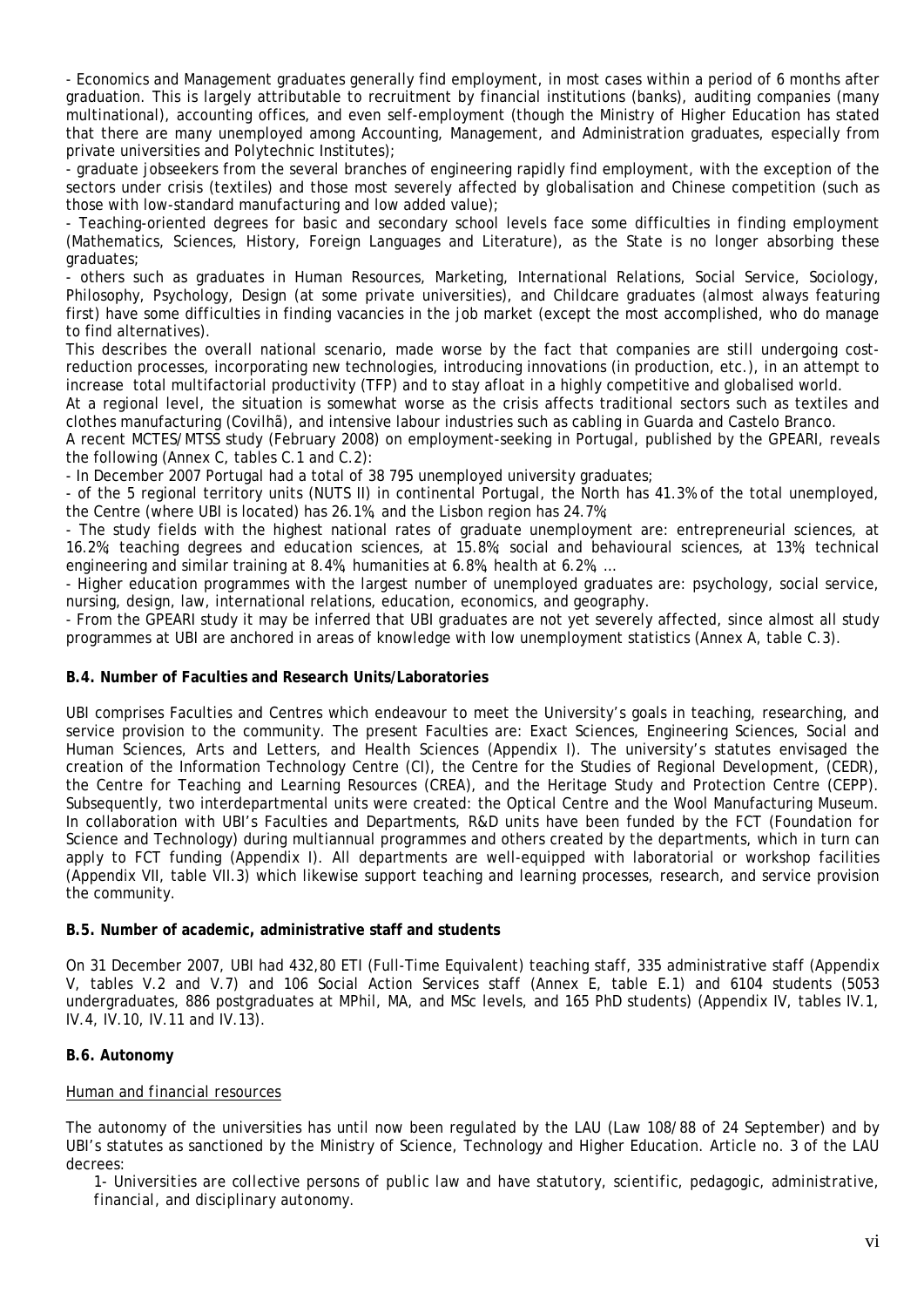- Economics and Management graduates generally find employment, in most cases within a period of 6 months after graduation. This is largely attributable to recruitment by financial institutions (banks), auditing companies (many multinational), accounting offices, and even self-employment (though the Ministry of Higher Education has stated that there are many unemployed among Accounting, Management, and Administration graduates, especially from private universities and Polytechnic Institutes);
- graduate jobseekers from the several branches of engineering rapidly find employment, with the exception of the sectors under crisis (textiles) and those most severely affected by globalisation and Chinese competition (such as those with low-standard manufacturing and low added value);
- Teaching-oriented degrees for basic and secondary school levels face some difficulties in finding employment (Mathematics, Sciences, History, Foreign Languages and Literature), as the State is no longer absorbing these graduates;
- others such as graduates in Human Resources, Marketing, International Relations, Social Service, Sociology, Philosophy, Psychology, Design (at some private universities), and Childcare graduates (almost always featuring first) have some difficulties in finding vacancies in the job market (except the most accomplished, who do manage to find alternatives).

This describes the overall national scenario, made worse by the fact that companies are still undergoing cost-reduction processes, incorporating new technologies, introducing innovations (in production, etc.), in an attempt to increase total multifactorial productivity (TFP) and to stay afloat in a highly competitive and globalised world.

At a regional level, the situation is somewhat worse as the crisis affects traditional sectors such as textiles and clothes manufacturing (Covilhã), and intensive labour industries such as cabling in Guarda and Castelo Branco.

A recent MCTES/MTSS study (February 2008) on employment-seeking in Portugal, published by the GPEARI, reveals the following (Annex C, tables C.1 and C.2):

- In December 2007 Portugal had a total of 38 795 unemployed university graduates;
- of the 5 regional territory units (NUTS II) in continental Portugal, the North has 41.3% of the total unemployed, the Centre (where UBI is located) has 26.1%, and the Lisbon region has 24.7%;
- The study fields with the highest national rates of graduate unemployment are: entrepreneurial sciences, at 16.2%; teaching degrees and education sciences, at 15.8%; social and behavioural sciences, at 13%; technical engineering and similar training at 8.4%, humanities at 6.8%, health at 6.2%, …
- Higher education programmes with the largest number of unemployed graduates are: psychology, social service, nursing, design, law, international relations, education, economics, and geography.
- From the GPEARI study it may be inferred that UBI graduates are not yet severely affected, since almost all study programmes at UBI are anchored in areas of knowledge with low unemployment statistics (Annex A, table C.3).

**B.4. Number of Faculties and Research Units/Laboratories**

UBI comprises Faculties and Centres which endeavour to meet the University's goals in teaching, researching, and service provision to the community. The present Faculties are: Exact Sciences, Engineering Sciences, Social and Human Sciences, Arts and Letters, and Health Sciences (Appendix I). The university's statutes envisaged the creation of the Information Technology Centre (CI), the Centre for the Studies of Regional Development, (CEDR), the Centre for Teaching and Learning Resources (CREA), and the Heritage Study and Protection Centre (CEPP). Subsequently, two interdepartmental units were created: the Optical Centre and the Wool Manufacturing Museum. In collaboration with UBI's Faculties and Departments, R&D units have been funded by the FCT (Foundation for Science and Technology) during multiannual programmes and others created by the departments, which in turn can apply to FCT funding (Appendix I). All departments are well-equipped with laboratorial or workshop facilities (Appendix VII, table VII.3) which likewise support teaching and learning processes, research, and service provision the community.

**B.5. Number of academic, administrative staff and students**

On 31 December 2007, UBI had 432,80 ETI (Full-Time Equivalent) teaching staff, 335 administrative staff (Appendix V, tables V.2 and V.7) and 106 Social Action Services staff (Annex E, table E.1) and 6104 students (5053 undergraduates, 886 postgraduates at MPhil, MA, and MSc levels, and 165 PhD students) (Appendix IV, tables IV.1, IV.4, IV.10, IV.11 and IV.13).

**B.6. Autonomy**

Human and financial resources

The autonomy of the universities has until now been regulated by the LAU (Law 108/88 of 24 September) and by UBI's statutes as sanctioned by the Ministry of Science, Technology and Higher Education. Article no. 3 of the LAU decrees:

> *1- Universities are collective persons of public law and have statutory, scientific, pedagogic, administrative, financial, and disciplinary autonomy.*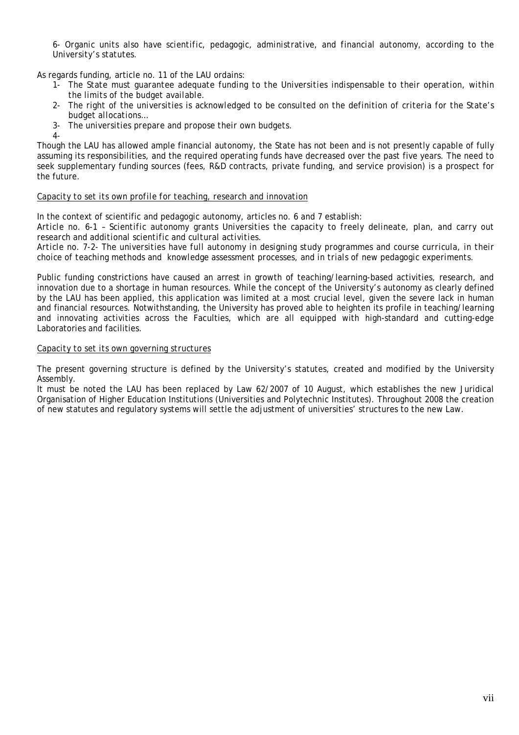*6- Organic units also have scientific, pedagogic, administrative, and financial autonomy, according to the University's statutes.*

As regards funding, article no. 11 of the LAU ordains:

1- *The State must guarantee adequate funding to the Universities indispensable to their operation, within the limits of the budget available.*
2- *The right of the universities is acknowledged to be consulted on the definition of criteria for the State's budget allocations…*
3- *The universities prepare and propose their own budgets.*
4-

Though the LAU has allowed ample financial autonomy, the State has not been and is not presently capable of fully assuming its responsibilities, and the required operating funds have decreased over the past five years. The need to seek supplementary funding sources (fees, R&D contracts, private funding, and service provision) is a prospect for the future.

<u>Capacity to set its own profile for teaching, research and innovation</u>

In the context of scientific and pedagogic autonomy, articles no. 6 and 7 establish:

*Article no. 6-1 – Scientific autonomy grants Universities the capacity to freely delineate, plan, and carry out research and additional scientific and cultural activities.*

*Article no. 7-2- The universities have full autonomy in designing study programmes and course curricula, in their choice of teaching methods and knowledge assessment processes, and in trials of new pedagogic experiments.*

Public funding constrictions have caused an arrest in growth of teaching/learning-based activities, research, and innovation due to a shortage in human resources. While the concept of the University's autonomy as clearly defined by the LAU has been applied, this application was limited at a most crucial level, given the severe lack in human and financial resources. Notwithstanding, the University has proved able to heighten its profile in teaching/learning and innovating activities across the Faculties, which are all equipped with high-standard and cutting-edge Laboratories and facilities.

<u>Capacity to set its own governing structures</u>

The present governing structure is defined by the University's statutes, created and modified by the University Assembly.

It must be noted the LAU has been replaced by Law 62/2007 of 10 August, which establishes the new Juridical Organisation of Higher Education Institutions (Universities and Polytechnic Institutes). Throughout 2008 the creation of new statutes and regulatory systems will settle the adjustment of universities' structures to the new Law.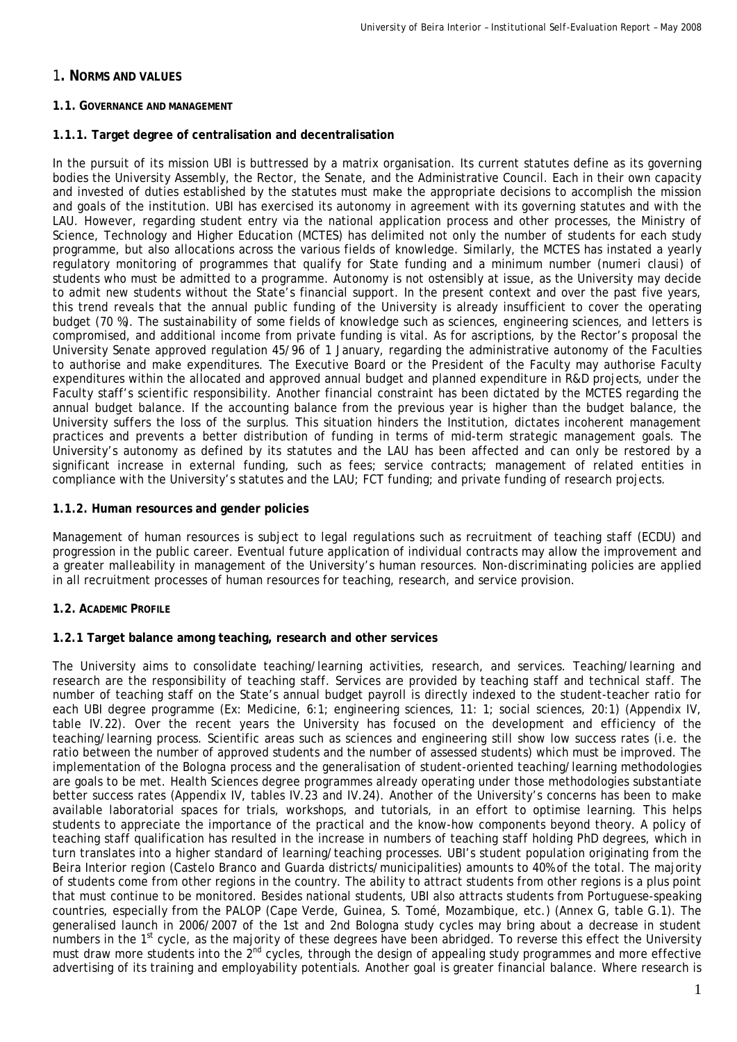# 1. NORMS AND VALUES

## 1.1. GOVERNANCE AND MANAGEMENT

### 1.1.1. Target degree of centralisation and decentralisation

In the pursuit of its mission UBI is buttressed by a matrix organisation. Its current statutes define as its governing bodies the University Assembly, the Rector, the Senate, and the Administrative Council. Each in their own capacity and invested of duties established by the statutes must make the appropriate decisions to accomplish the mission and goals of the institution. UBI has exercised its autonomy in agreement with its governing statutes and with the LAU. However, regarding student entry via the national application process and other processes, the Ministry of Science, Technology and Higher Education (MCTES) has delimited not only the number of students for each study programme, but also allocations across the various fields of knowledge. Similarly, the MCTES has instated a yearly regulatory monitoring of programmes that qualify for State funding and a minimum number (*numeri clausi*) of students who must be admitted to a programme. Autonomy is not ostensibly at issue, as the University may decide to admit new students without the State's financial support. In the present context and over the past five years, this trend reveals that the annual public funding of the University is already insufficient to cover the operating budget (70 %). The sustainability of some fields of knowledge such as sciences, engineering sciences, and letters is compromised, and additional income from private funding is vital. As for ascriptions, by the Rector's proposal the University Senate approved regulation 45/96 of 1 January, regarding the administrative autonomy of the Faculties to authorise and make expenditures. The Executive Board or the President of the Faculty may authorise Faculty expenditures within the allocated and approved annual budget and planned expenditure in R&D projects, under the Faculty staff's scientific responsibility. Another financial constraint has been dictated by the MCTES regarding the annual budget balance. If the accounting balance from the previous year is higher than the budget balance, the University suffers the loss of the surplus. This situation hinders the Institution, dictates incoherent management practices and prevents a better distribution of funding in terms of mid-term strategic management goals. The University's autonomy as defined by its statutes and the LAU has been affected and can only be restored by a significant increase in external funding, such as fees; service contracts; management of related entities in compliance with the University's statutes and the LAU; FCT funding; and private funding of research projects.

### 1.1.2. Human resources and gender policies

Management of human resources is subject to legal regulations such as recruitment of teaching staff (ECDU) and progression in the public career. Eventual future application of individual contracts may allow the improvement and a greater malleability in management of the University's human resources. Non-discriminating policies are applied in all recruitment processes of human resources for teaching, research, and service provision.

## 1.2. ACADEMIC PROFILE

### 1.2.1 Target balance among teaching, research and other services

The University aims to consolidate teaching/learning activities, research, and services. Teaching/learning and research are the responsibility of teaching staff. Services are provided by teaching staff and technical staff. The number of teaching staff on the State's annual budget payroll is directly indexed to the student-teacher ratio for each UBI degree programme (Ex: Medicine, 6:1; engineering sciences, 11: 1; social sciences, 20:1) (Appendix IV, table IV.22). Over the recent years the University has focused on the development and efficiency of the teaching/learning process. Scientific areas such as sciences and engineering still show low success rates (i.e. the ratio between the number of approved students and the number of assessed students) which must be improved. The implementation of the Bologna process and the generalisation of student-oriented teaching/learning methodologies are goals to be met. Health Sciences degree programmes already operating under those methodologies substantiate better success rates (Appendix IV, tables IV.23 and IV.24). Another of the University's concerns has been to make available laboratorial spaces for trials, workshops, and tutorials, in an effort to optimise learning. This helps students to appreciate the importance of the practical and the know-how components beyond theory. A policy of teaching staff qualification has resulted in the increase in numbers of teaching staff holding PhD degrees, which in turn translates into a higher standard of learning/teaching processes. UBI's student population originating from the Beira Interior region (Castelo Branco and Guarda districts/municipalities) amounts to 40% of the total. The majority of students come from other regions in the country. The ability to attract students from other regions is a plus point that must continue to be monitored. Besides national students, UBI also attracts students from Portuguese-speaking countries, especially from the PALOP (Cape Verde, Guinea, S. Tomé, Mozambique, etc.) (Annex G, table G.1). The generalised launch in 2006/2007 of the 1st and 2nd Bologna study cycles may bring about a decrease in student numbers in the 1st cycle, as the majority of these degrees have been abridged. To reverse this effect the University must draw more students into the 2nd cycles, through the design of appealing study programmes and more effective advertising of its training and employability potentials. Another goal is greater financial balance. Where research is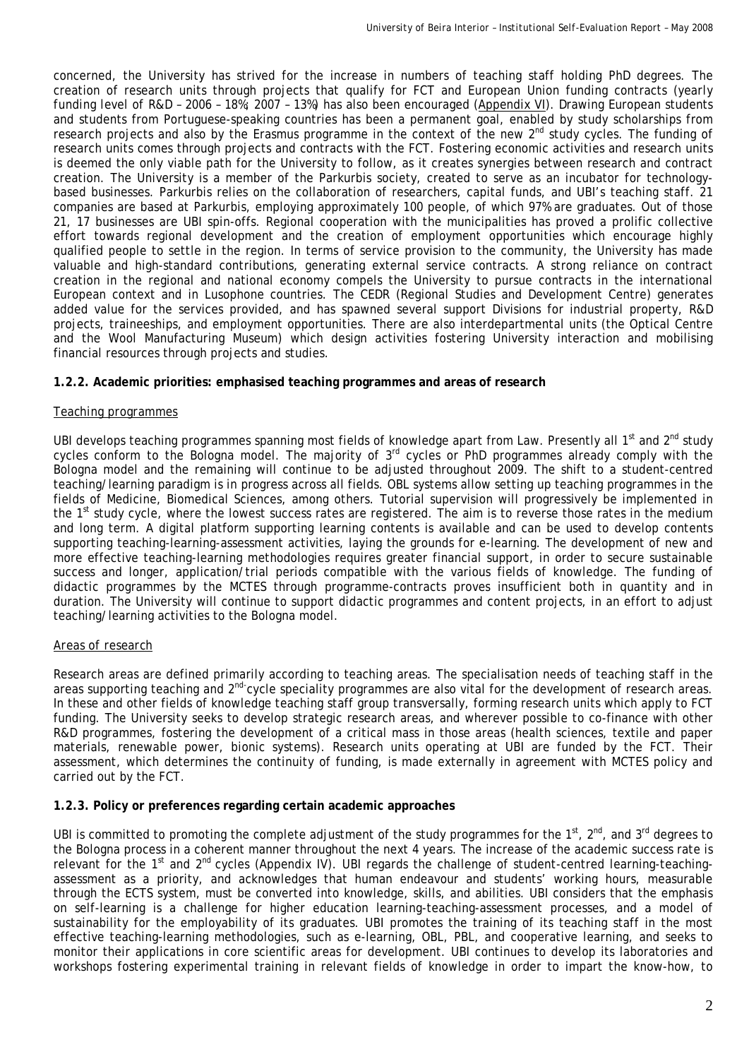concerned, the University has strived for the increase in numbers of teaching staff holding PhD degrees. The creation of research units through projects that qualify for FCT and European Union funding contracts (yearly funding level of R&D – 2006 – 18%; 2007 – 13%) has also been encouraged (Appendix VI). Drawing European students and students from Portuguese-speaking countries has been a permanent goal, enabled by study scholarships from research projects and also by the Erasmus programme in the context of the new 2nd study cycles. The funding of research units comes through projects and contracts with the FCT. Fostering economic activities and research units is deemed the only viable path for the University to follow, as it creates synergies between research and contract creation. The University is a member of the Parkurbis society, created to serve as an incubator for technology-based businesses. Parkurbis relies on the collaboration of researchers, capital funds, and UBI's teaching staff. 21 companies are based at Parkurbis, employing approximately 100 people, of which 97% are graduates. Out of those 21, 17 businesses are UBI spin-offs. Regional cooperation with the municipalities has proved a prolific collective effort towards regional development and the creation of employment opportunities which encourage highly qualified people to settle in the region. In terms of service provision to the community, the University has made valuable and high-standard contributions, generating external service contracts. A strong reliance on contract creation in the regional and national economy compels the University to pursue contracts in the international European context and in Lusophone countries. The CEDR (Regional Studies and Development Centre) generates added value for the services provided, and has spawned several support Divisions for industrial property, R&D projects, traineeships, and employment opportunities. There are also interdepartmental units (the Optical Centre and the Wool Manufacturing Museum) which design activities fostering University interaction and mobilising financial resources through projects and studies.

### 1.2.2. Academic priorities: emphasised teaching programmes and areas of research

Teaching programmes

UBI develops teaching programmes spanning most fields of knowledge apart from Law. Presently all 1st and 2nd study cycles conform to the Bologna model. The majority of 3rd cycles or PhD programmes already comply with the Bologna model and the remaining will continue to be adjusted throughout 2009. The shift to a student-centred teaching/learning paradigm is in progress across all fields. OBL systems allow setting up teaching programmes in the fields of Medicine, Biomedical Sciences, among others. Tutorial supervision will progressively be implemented in the 1st study cycle, where the lowest success rates are registered. The aim is to reverse those rates in the medium and long term. A digital platform supporting learning contents is available and can be used to develop contents supporting teaching-learning-assessment activities, laying the grounds for e-learning. The development of new and more effective teaching-learning methodologies requires greater financial support, in order to secure sustainable success and longer, application/trial periods compatible with the various fields of knowledge. The funding of didactic programmes by the MCTES through programme-contracts proves insufficient both in quantity and in duration. The University will continue to support didactic programmes and content projects, in an effort to adjust teaching/learning activities to the Bologna model.

Areas of research

Research areas are defined primarily according to teaching areas. The specialisation needs of teaching staff in the areas supporting teaching and 2nd-cycle speciality programmes are also vital for the development of research areas. In these and other fields of knowledge teaching staff group transversally, forming research units which apply to FCT funding. The University seeks to develop strategic research areas, and wherever possible to co-finance with other R&D programmes, fostering the development of a critical mass in those areas (health sciences, textile and paper materials, renewable power, bionic systems). Research units operating at UBI are funded by the FCT. Their assessment, which determines the continuity of funding, is made externally in agreement with MCTES policy and carried out by the FCT.

### 1.2.3. Policy or preferences regarding certain academic approaches

UBI is committed to promoting the complete adjustment of the study programmes for the 1st, 2nd, and 3rd degrees to the Bologna process in a coherent manner throughout the next 4 years. The increase of the academic success rate is relevant for the 1st and 2nd cycles (Appendix IV). UBI regards the challenge of student-centred learning-teaching-assessment as a priority, and acknowledges that human endeavour and students' working hours, measurable through the ECTS system, must be converted into knowledge, skills, and abilities. UBI considers that the emphasis on self-learning is a challenge for higher education learning-teaching-assessment processes, and a model of sustainability for the employability of its graduates. UBI promotes the training of its teaching staff in the most effective teaching-learning methodologies, such as e-learning, OBL, PBL, and cooperative learning, and seeks to monitor their applications in core scientific areas for development. UBI continues to develop its laboratories and workshops fostering experimental training in relevant fields of knowledge in order to impart the know-how, to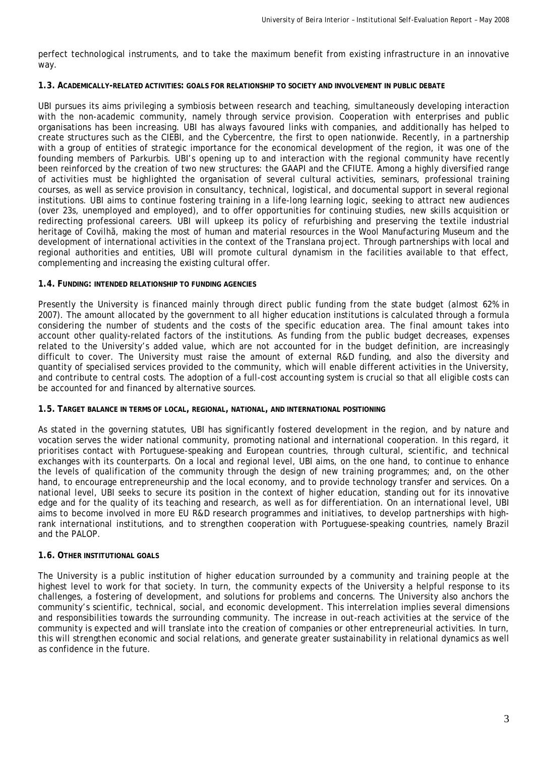perfect technological instruments, and to take the maximum benefit from existing infrastructure in an innovative way.

### 1.3. ACADEMICALLY-RELATED ACTIVITIES: GOALS FOR RELATIONSHIP TO SOCIETY AND INVOLVEMENT IN PUBLIC DEBATE

UBI pursues its aims privileging a symbiosis between research and teaching, simultaneously developing interaction with the non-academic community, namely through service provision. Cooperation with enterprises and public organisations has been increasing. UBI has always favoured links with companies, and additionally has helped to create structures such as the CIEBI, and the Cybercentre, the first to open nationwide. Recently, in a partnership with a group of entities of strategic importance for the economical development of the region, it was one of the founding members of Parkurbis. UBI's opening up to and interaction with the regional community have recently been reinforced by the creation of two new structures: the GAAPI and the CFIUTE. Among a highly diversified range of activities must be highlighted the organisation of several cultural activities, seminars, professional training courses, as well as service provision in consultancy, technical, logistical, and documental support in several regional institutions. UBI aims to continue fostering training in a life-long learning logic, seeking to attract new audiences (over 23s, unemployed and employed), and to offer opportunities for continuing studies, new skills acquisition or redirecting professional careers. UBI will upkeep its policy of refurbishing and preserving the textile industrial heritage of Covilhã, making the most of human and material resources in the Wool Manufacturing Museum and the development of international activities in the context of the Translana project. Through partnerships with local and regional authorities and entities, UBI will promote cultural dynamism in the facilities available to that effect, complementing and increasing the existing cultural offer.

### 1.4. FUNDING: INTENDED RELATIONSHIP TO FUNDING AGENCIES

Presently the University is financed mainly through direct public funding from the state budget (almost 62% in 2007). The amount allocated by the government to all higher education institutions is calculated through a formula considering the number of students and the costs of the specific education area. The final amount takes into account other quality-related factors of the institutions. As funding from the public budget decreases, expenses related to the University's added value, which are not accounted for in the budget definition, are increasingly difficult to cover. The University must raise the amount of external R&D funding, and also the diversity and quantity of specialised services provided to the community, which will enable different activities in the University, and contribute to central costs. The adoption of a full-cost accounting system is crucial so that all eligible costs can be accounted for and financed by alternative sources.

### 1.5. TARGET BALANCE IN TERMS OF LOCAL, REGIONAL, NATIONAL, AND INTERNATIONAL POSITIONING

As stated in the governing statutes, UBI has significantly fostered development in the region, and by nature and vocation serves the wider national community, promoting national and international cooperation. In this regard, it prioritises contact with Portuguese-speaking and European countries, through cultural, scientific, and technical exchanges with its counterparts. On a local and regional level, UBI aims, on the one hand, to continue to enhance the levels of qualification of the community through the design of new training programmes; and, on the other hand, to encourage entrepreneurship and the local economy, and to provide technology transfer and services. On a national level, UBI seeks to secure its position in the context of higher education, standing out for its innovative edge and for the quality of its teaching and research, as well as for differentiation. On an international level, UBI aims to become involved in more EU R&D research programmes and initiatives, to develop partnerships with high-rank international institutions, and to strengthen cooperation with Portuguese-speaking countries, namely Brazil and the PALOP.

### 1.6. OTHER INSTITUTIONAL GOALS

The University is a public institution of higher education surrounded by a community and training people at the highest level to work for that society. In turn, the community expects of the University a helpful response to its challenges, a fostering of development, and solutions for problems and concerns. The University also anchors the community's scientific, technical, social, and economic development. This interrelation implies several dimensions and responsibilities towards the surrounding community. The increase in out-reach activities at the service of the community is expected and will translate into the creation of companies or other entrepreneurial activities. In turn, this will strengthen economic and social relations, and generate greater sustainability in relational dynamics as well as confidence in the future.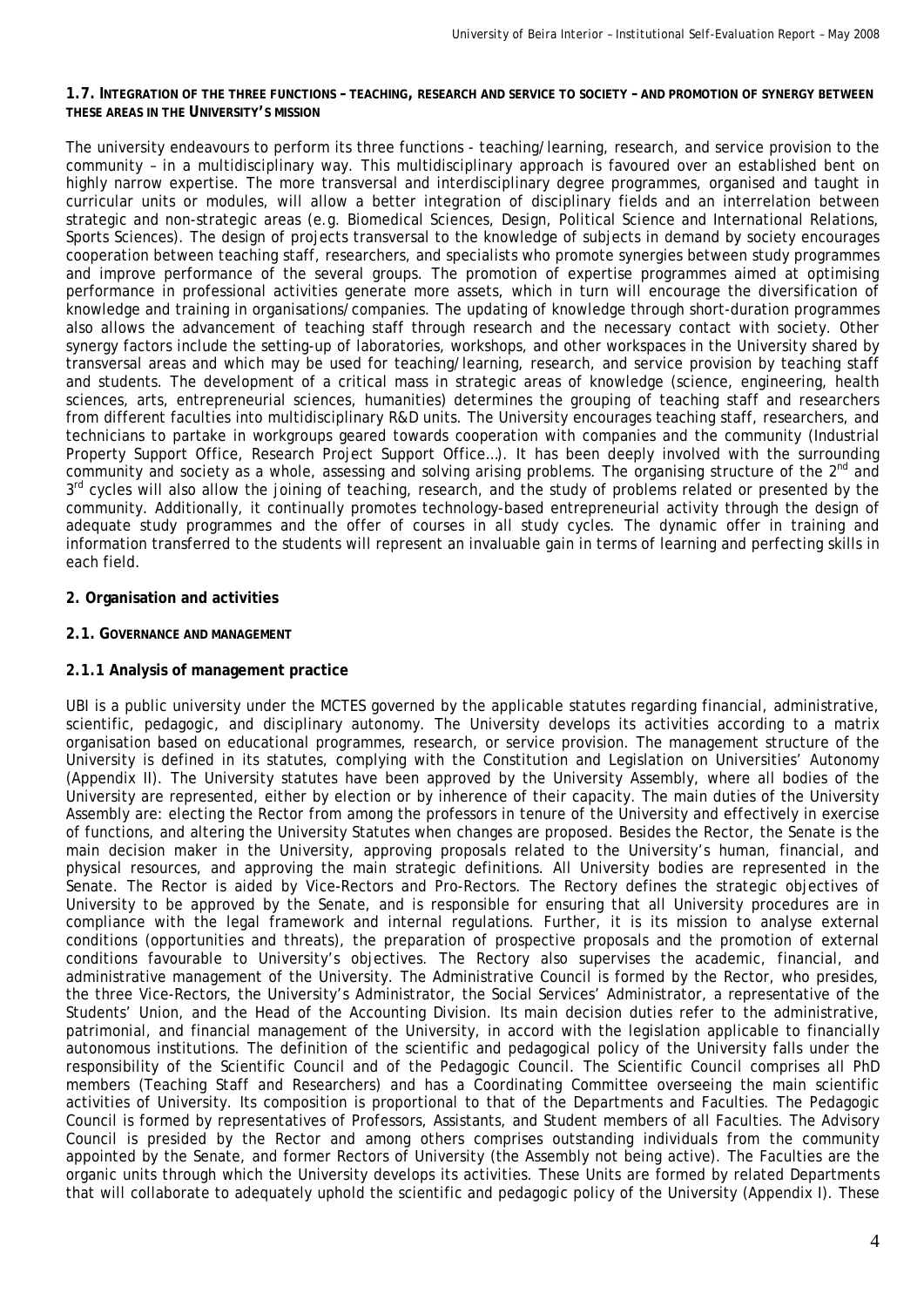**1.7. INTEGRATION OF THE THREE FUNCTIONS – TEACHING, RESEARCH AND SERVICE TO SOCIETY – AND PROMOTION OF SYNERGY BETWEEN THESE AREAS IN THE UNIVERSITY'S MISSION**

The university endeavours to perform its three functions - teaching/learning, research, and service provision to the community – in a multidisciplinary way. This multidisciplinary approach is favoured over an established bent on highly narrow expertise. The more transversal and interdisciplinary degree programmes, organised and taught in curricular units or modules, will allow a better integration of disciplinary fields and an interrelation between strategic and non-strategic areas (e.g. Biomedical Sciences, Design, Political Science and International Relations, Sports Sciences). The design of projects transversal to the knowledge of subjects in demand by society encourages cooperation between teaching staff, researchers, and specialists who promote synergies between study programmes and improve performance of the several groups. The promotion of expertise programmes aimed at optimising performance in professional activities generate more assets, which in turn will encourage the diversification of knowledge and training in organisations/companies. The updating of knowledge through short-duration programmes also allows the advancement of teaching staff through research and the necessary contact with society. Other synergy factors include the setting-up of laboratories, workshops, and other workspaces in the University shared by transversal areas and which may be used for teaching/learning, research, and service provision by teaching staff and students. The development of a critical mass in strategic areas of knowledge (science, engineering, health sciences, arts, entrepreneurial sciences, humanities) determines the grouping of teaching staff and researchers from different faculties into multidisciplinary R&D units. The University encourages teaching staff, researchers, and technicians to partake in workgroups geared towards cooperation with companies and the community (Industrial Property Support Office, Research Project Support Office…). It has been deeply involved with the surrounding community and society as a whole, assessing and solving arising problems. The organising structure of the 2nd and 3rd cycles will also allow the joining of teaching, research, and the study of problems related or presented by the community. Additionally, it continually promotes technology-based entrepreneurial activity through the design of adequate study programmes and the offer of courses in all study cycles. The dynamic offer in training and information transferred to the students will represent an invaluable gain in terms of learning and perfecting skills in each field.

## 2. Organisation and activities

### 2.1. GOVERNANCE AND MANAGEMENT

#### 2.1.1 Analysis of management practice

UBI is a public university under the MCTES governed by the applicable statutes regarding financial, administrative, scientific, pedagogic, and disciplinary autonomy. The University develops its activities according to a matrix organisation based on educational programmes, research, or service provision. The management structure of the University is defined in its statutes, complying with the Constitution and Legislation on Universities' Autonomy (Appendix II). The University statutes have been approved by the University Assembly, where all bodies of the University are represented, either by election or by inherence of their capacity. The main duties of the University Assembly are: electing the Rector from among the professors in tenure of the University and effectively in exercise of functions, and altering the University Statutes when changes are proposed. Besides the Rector, the Senate is the main decision maker in the University, approving proposals related to the University's human, financial, and physical resources, and approving the main strategic definitions. All University bodies are represented in the Senate. The Rector is aided by Vice-Rectors and Pro-Rectors. The Rectory defines the strategic objectives of University to be approved by the Senate, and is responsible for ensuring that all University procedures are in compliance with the legal framework and internal regulations. Further, it is its mission to analyse external conditions (opportunities and threats), the preparation of prospective proposals and the promotion of external conditions favourable to University's objectives. The Rectory also supervises the academic, financial, and administrative management of the University. The Administrative Council is formed by the Rector, who presides, the three Vice-Rectors, the University's Administrator, the Social Services' Administrator, a representative of the Students' Union, and the Head of the Accounting Division. Its main decision duties refer to the administrative, patrimonial, and financial management of the University, in accord with the legislation applicable to financially autonomous institutions. The definition of the scientific and pedagogical policy of the University falls under the responsibility of the Scientific Council and of the Pedagogic Council. The Scientific Council comprises all PhD members (Teaching Staff and Researchers) and has a Coordinating Committee overseeing the main scientific activities of University. Its composition is proportional to that of the Departments and Faculties. The Pedagogic Council is formed by representatives of Professors, Assistants, and Student members of all Faculties. The Advisory Council is presided by the Rector and among others comprises outstanding individuals from the community appointed by the Senate, and former Rectors of University (the Assembly not being active). The Faculties are the organic units through which the University develops its activities. These Units are formed by related Departments that will collaborate to adequately uphold the scientific and pedagogic policy of the University (Appendix I). These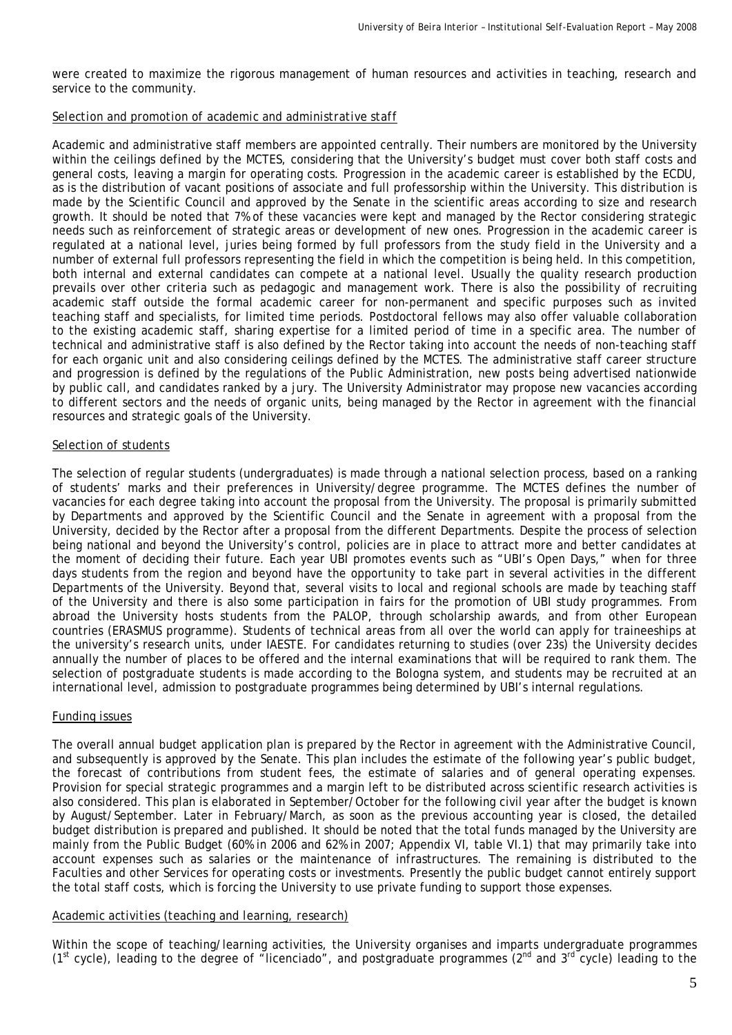were created to maximize the rigorous management of human resources and activities in teaching, research and service to the community.

*Selection and promotion of academic and administrative staff*

Academic and administrative staff members are appointed centrally. Their numbers are monitored by the University within the ceilings defined by the MCTES, considering that the University's budget must cover both staff costs and general costs, leaving a margin for operating costs. Progression in the academic career is established by the ECDU, as is the distribution of vacant positions of associate and full professorship within the University. This distribution is made by the Scientific Council and approved by the Senate in the scientific areas according to size and research growth. It should be noted that 7% of these vacancies were kept and managed by the Rector considering strategic needs such as reinforcement of strategic areas or development of new ones. Progression in the academic career is regulated at a national level, juries being formed by full professors from the study field in the University and a number of external full professors representing the field in which the competition is being held. In this competition, both internal and external candidates can compete at a national level. Usually the quality research production prevails over other criteria such as pedagogic and management work. There is also the possibility of recruiting academic staff outside the formal academic career for non-permanent and specific purposes such as invited teaching staff and specialists, for limited time periods. Postdoctoral fellows may also offer valuable collaboration to the existing academic staff, sharing expertise for a limited period of time in a specific area. The number of technical and administrative staff is also defined by the Rector taking into account the needs of non-teaching staff for each organic unit and also considering ceilings defined by the MCTES. The administrative staff career structure and progression is defined by the regulations of the Public Administration, new posts being advertised nationwide by public call, and candidates ranked by a jury. The University Administrator may propose new vacancies according to different sectors and the needs of organic units, being managed by the Rector in agreement with the financial resources and strategic goals of the University.

*Selection of students*

The selection of regular students (undergraduates) is made through a national selection process, based on a ranking of students' marks and their preferences in University/degree programme. The MCTES defines the number of vacancies for each degree taking into account the proposal from the University. The proposal is primarily submitted by Departments and approved by the Scientific Council and the Senate in agreement with a proposal from the University, decided by the Rector after a proposal from the different Departments. Despite the process of selection being national and beyond the University's control, policies are in place to attract more and better candidates at the moment of deciding their future. Each year UBI promotes events such as "UBI's Open Days," when for three days students from the region and beyond have the opportunity to take part in several activities in the different Departments of the University. Beyond that, several visits to local and regional schools are made by teaching staff of the University and there is also some participation in fairs for the promotion of UBI study programmes. From abroad the University hosts students from the PALOP, through scholarship awards, and from other European countries (ERASMUS programme). Students of technical areas from all over the world can apply for traineeships at the university's research units, under IAESTE. For candidates returning to studies (over 23s) the University decides annually the number of places to be offered and the internal examinations that will be required to rank them. The selection of postgraduate students is made according to the Bologna system, and students may be recruited at an international level, admission to postgraduate programmes being determined by UBI's internal regulations.

*Funding issues*

The overall annual budget application plan is prepared by the Rector in agreement with the Administrative Council, and subsequently is approved by the Senate. This plan includes the estimate of the following year's public budget, the forecast of contributions from student fees, the estimate of salaries and of general operating expenses. Provision for special strategic programmes and a margin left to be distributed across scientific research activities is also considered. This plan is elaborated in September/October for the following civil year after the budget is known by August/September. Later in February/March, as soon as the previous accounting year is closed, the detailed budget distribution is prepared and published. It should be noted that the total funds managed by the University are mainly from the Public Budget (60% in 2006 and 62% in 2007; Appendix VI, table VI.1) that may primarily take into account expenses such as salaries or the maintenance of infrastructures. The remaining is distributed to the Faculties and other Services for operating costs or investments. Presently the public budget cannot entirely support the total staff costs, which is forcing the University to use private funding to support those expenses.

*Academic activities (teaching and learning, research)*

Within the scope of teaching/learning activities, the University organises and imparts undergraduate programmes (1st cycle), leading to the degree of "licenciado", and postgraduate programmes (2nd and 3rd cycle) leading to the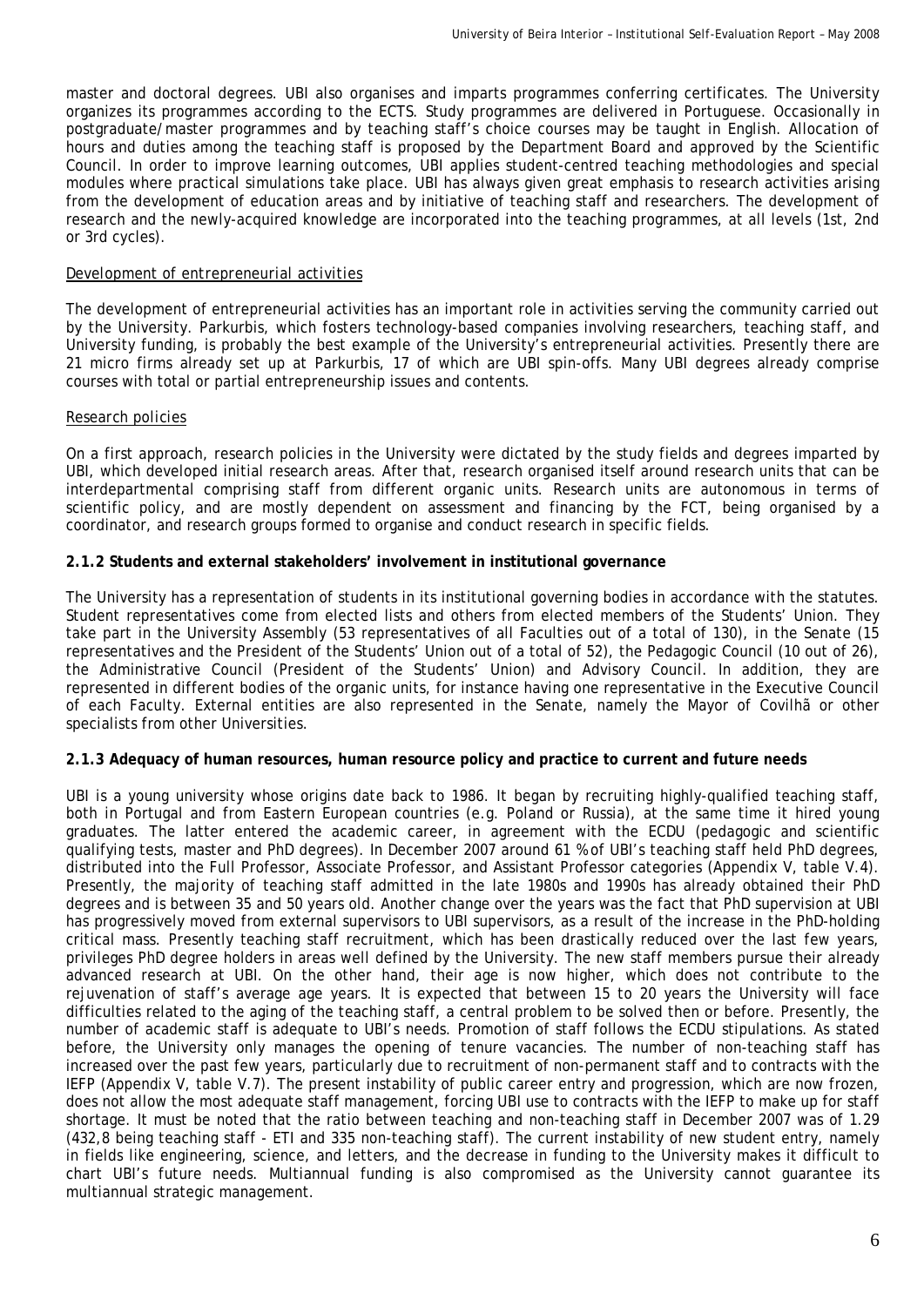master and doctoral degrees. UBI also organises and imparts programmes conferring certificates. The University organizes its programmes according to the ECTS. Study programmes are delivered in Portuguese. Occasionally in postgraduate/master programmes and by teaching staff's choice courses may be taught in English. Allocation of hours and duties among the teaching staff is proposed by the Department Board and approved by the Scientific Council. In order to improve learning outcomes, UBI applies student-centred teaching methodologies and special modules where practical simulations take place. UBI has always given great emphasis to research activities arising from the development of education areas and by initiative of teaching staff and researchers. The development of research and the newly-acquired knowledge are incorporated into the teaching programmes, at all levels (1st, 2nd or 3rd cycles).

Development of entrepreneurial activities

The development of entrepreneurial activities has an important role in activities serving the community carried out by the University. Parkurbis, which fosters technology-based companies involving researchers, teaching staff, and University funding, is probably the best example of the University's entrepreneurial activities. Presently there are 21 micro firms already set up at Parkurbis, 17 of which are UBI spin-offs. Many UBI degrees already comprise courses with total or partial entrepreneurship issues and contents.

Research policies

On a first approach, research policies in the University were dictated by the study fields and degrees imparted by UBI, which developed initial research areas. After that, research organised itself around research units that can be interdepartmental comprising staff from different organic units. Research units are autonomous in terms of scientific policy, and are mostly dependent on assessment and financing by the FCT, being organised by a coordinator, and research groups formed to organise and conduct research in specific fields.

**2.1.2 Students and external stakeholders' involvement in institutional governance**

The University has a representation of students in its institutional governing bodies in accordance with the statutes. Student representatives come from elected lists and others from elected members of the Students' Union. They take part in the University Assembly (53 representatives of all Faculties out of a total of 130), in the Senate (15 representatives and the President of the Students' Union out of a total of 52), the Pedagogic Council (10 out of 26), the Administrative Council (President of the Students' Union) and Advisory Council. In addition, they are represented in different bodies of the organic units, for instance having one representative in the Executive Council of each Faculty. External entities are also represented in the Senate, namely the Mayor of Covilhã or other specialists from other Universities.

**2.1.3 Adequacy of human resources, human resource policy and practice to current and future needs**

UBI is a young university whose origins date back to 1986. It began by recruiting highly-qualified teaching staff, both in Portugal and from Eastern European countries (e.g. Poland or Russia), at the same time it hired young graduates. The latter entered the academic career, in agreement with the ECDU (pedagogic and scientific qualifying tests, master and PhD degrees). In December 2007 around 61 % of UBI's teaching staff held PhD degrees, distributed into the Full Professor, Associate Professor, and Assistant Professor categories (Appendix V, table V.4). Presently, the majority of teaching staff admitted in the late 1980s and 1990s has already obtained their PhD degrees and is between 35 and 50 years old. Another change over the years was the fact that PhD supervision at UBI has progressively moved from external supervisors to UBI supervisors, as a result of the increase in the PhD-holding critical mass. Presently teaching staff recruitment, which has been drastically reduced over the last few years, privileges PhD degree holders in areas well defined by the University. The new staff members pursue their already advanced research at UBI. On the other hand, their age is now higher, which does not contribute to the rejuvenation of staff's average age years. It is expected that between 15 to 20 years the University will face difficulties related to the aging of the teaching staff, a central problem to be solved then or before. Presently, the number of academic staff is adequate to UBI's needs. Promotion of staff follows the ECDU stipulations. As stated before, the University only manages the opening of tenure vacancies. The number of non-teaching staff has increased over the past few years, particularly due to recruitment of non-permanent staff and to contracts with the IEFP (Appendix V, table V.7). The present instability of public career entry and progression, which are now frozen, does not allow the most adequate staff management, forcing UBI use to contracts with the IEFP to make up for staff shortage. It must be noted that the ratio between teaching and non-teaching staff in December 2007 was of 1.29 (432,8 being teaching staff - ETI and 335 non-teaching staff). The current instability of new student entry, namely in fields like engineering, science, and letters, and the decrease in funding to the University makes it difficult to chart UBI's future needs. Multiannual funding is also compromised as the University cannot guarantee its multiannual strategic management.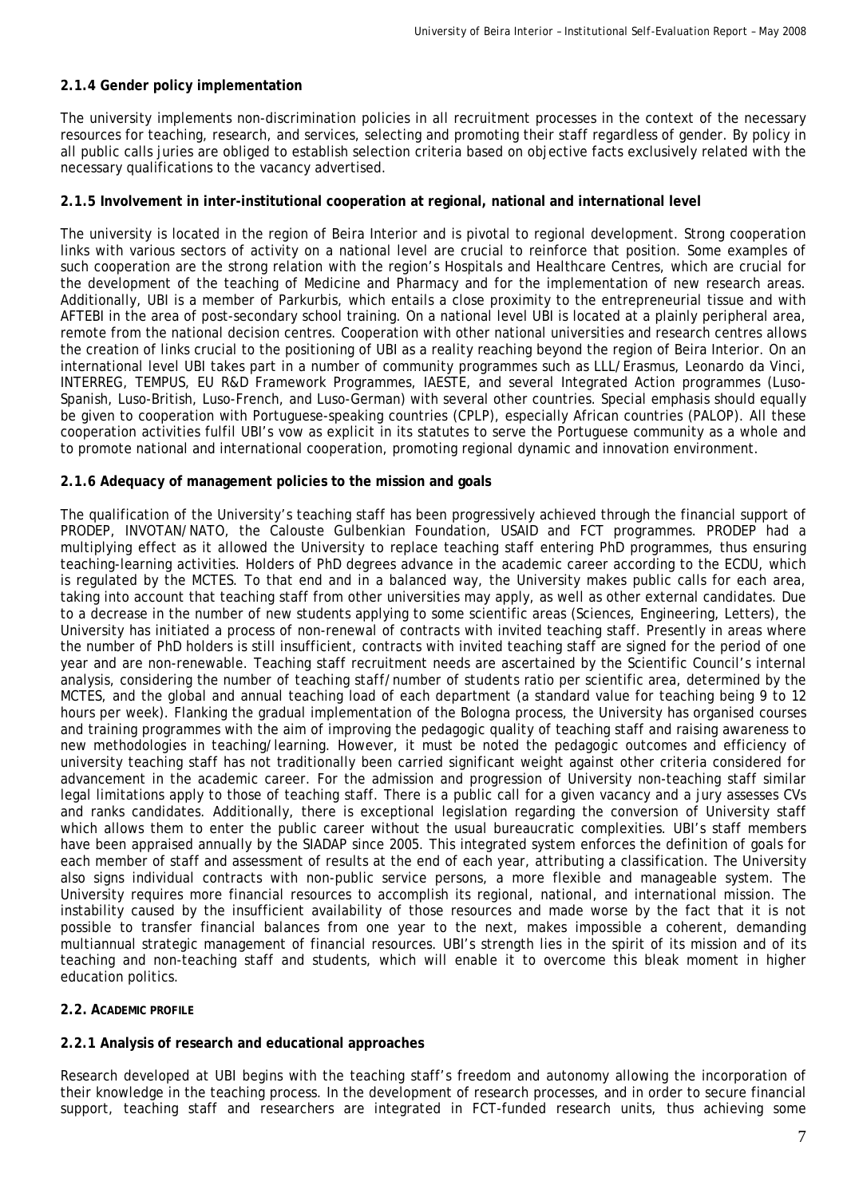**2.1.4 Gender policy implementation**

The university implements non-discrimination policies in all recruitment processes in the context of the necessary resources for teaching, research, and services, selecting and promoting their staff regardless of gender. By policy in all public calls juries are obliged to establish selection criteria based on objective facts exclusively related with the necessary qualifications to the vacancy advertised.

**2.1.5 Involvement in inter-institutional cooperation at regional, national and international level**

The university is located in the region of Beira Interior and is pivotal to regional development. Strong cooperation links with various sectors of activity on a national level are crucial to reinforce that position. Some examples of such cooperation are the strong relation with the region's Hospitals and Healthcare Centres, which are crucial for the development of the teaching of Medicine and Pharmacy and for the implementation of new research areas. Additionally, UBI is a member of Parkurbis, which entails a close proximity to the entrepreneurial tissue and with AFTEBI in the area of post-secondary school training. On a national level UBI is located at a plainly peripheral area, remote from the national decision centres. Cooperation with other national universities and research centres allows the creation of links crucial to the positioning of UBI as a reality reaching beyond the region of Beira Interior. On an international level UBI takes part in a number of community programmes such as LLL/Erasmus, Leonardo da Vinci, INTERREG, TEMPUS, EU R&D Framework Programmes, IAESTE, and several Integrated Action programmes (Luso-Spanish, Luso-British, Luso-French, and Luso-German) with several other countries. Special emphasis should equally be given to cooperation with Portuguese-speaking countries (CPLP), especially African countries (PALOP). All these cooperation activities fulfil UBI's vow as explicit in its statutes to serve the Portuguese community as a whole and to promote national and international cooperation, promoting regional dynamic and innovation environment.

**2.1.6 Adequacy of management policies to the mission and goals**

The qualification of the University's teaching staff has been progressively achieved through the financial support of PRODEP, INVOTAN/NATO, the Calouste Gulbenkian Foundation, USAID and FCT programmes. PRODEP had a multiplying effect as it allowed the University to replace teaching staff entering PhD programmes, thus ensuring teaching-learning activities. Holders of PhD degrees advance in the academic career according to the ECDU, which is regulated by the MCTES. To that end and in a balanced way, the University makes public calls for each area, taking into account that teaching staff from other universities may apply, as well as other external candidates. Due to a decrease in the number of new students applying to some scientific areas (Sciences, Engineering, Letters), the University has initiated a process of non-renewal of contracts with invited teaching staff. Presently in areas where the number of PhD holders is still insufficient, contracts with invited teaching staff are signed for the period of one year and are non-renewable. Teaching staff recruitment needs are ascertained by the Scientific Council's internal analysis, considering the number of teaching staff/number of students ratio per scientific area, determined by the MCTES, and the global and annual teaching load of each department (a standard value for teaching being 9 to 12 hours per week). Flanking the gradual implementation of the Bologna process, the University has organised courses and training programmes with the aim of improving the pedagogic quality of teaching staff and raising awareness to new methodologies in teaching/learning. However, it must be noted the pedagogic outcomes and efficiency of university teaching staff has not traditionally been carried significant weight against other criteria considered for advancement in the academic career. For the admission and progression of University non-teaching staff similar legal limitations apply to those of teaching staff. There is a public call for a given vacancy and a jury assesses CVs and ranks candidates. Additionally, there is exceptional legislation regarding the conversion of University staff which allows them to enter the public career without the usual bureaucratic complexities. UBI's staff members have been appraised annually by the SIADAP since 2005. This integrated system enforces the definition of goals for each member of staff and assessment of results at the end of each year, attributing a classification. The University also signs individual contracts with non-public service persons, a more flexible and manageable system. The University requires more financial resources to accomplish its regional, national, and international mission. The instability caused by the insufficient availability of those resources and made worse by the fact that it is not possible to transfer financial balances from one year to the next, makes impossible a coherent, demanding multiannual strategic management of financial resources. UBI's strength lies in the spirit of its mission and of its teaching and non-teaching staff and students, which will enable it to overcome this bleak moment in higher education politics.

## 2.2. ACADEMIC PROFILE

**2.2.1 Analysis of research and educational approaches**

Research developed at UBI begins with the teaching staff's freedom and autonomy allowing the incorporation of their knowledge in the teaching process. In the development of research processes, and in order to secure financial support, teaching staff and researchers are integrated in FCT-funded research units, thus achieving some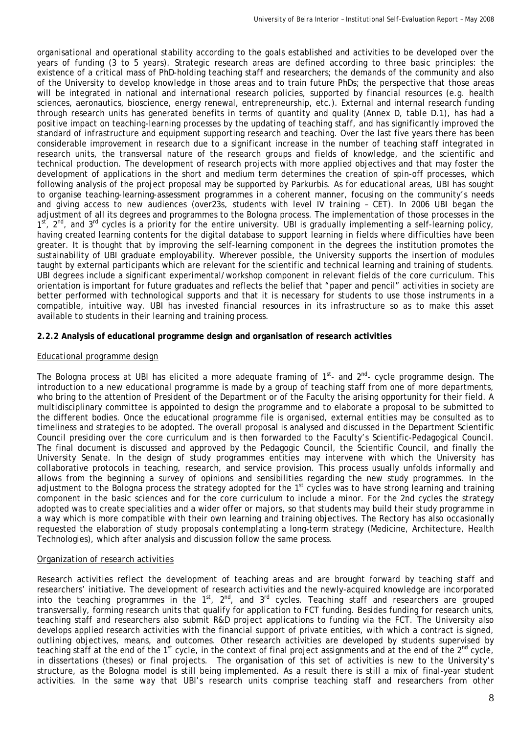organisational and operational stability according to the goals established and activities to be developed over the years of funding (3 to 5 years). Strategic research areas are defined according to three basic principles: the existence of a critical mass of PhD-holding teaching staff and researchers; the demands of the community and also of the University to develop knowledge in those areas and to train future PhDs; the perspective that those areas will be integrated in national and international research policies, supported by financial resources (e.g. health sciences, aeronautics, bioscience, energy renewal, entrepreneurship, etc.). External and internal research funding through research units has generated benefits in terms of quantity and quality (Annex D, table D.1), has had a positive impact on teaching-learning processes by the updating of teaching staff, and has significantly improved the standard of infrastructure and equipment supporting research and teaching. Over the last five years there has been considerable improvement in research due to a significant increase in the number of teaching staff integrated in research units, the transversal nature of the research groups and fields of knowledge, and the scientific and technical production. The development of research projects with more applied objectives and that may foster the development of applications in the short and medium term determines the creation of spin-off processes, which following analysis of the project proposal may be supported by Parkurbis. As for educational areas, UBI has sought to organise teaching-learning-assessment programmes in a coherent manner, focusing on the community's needs and giving access to new audiences (over23s, students with level IV training – CET). In 2006 UBI began the adjustment of all its degrees and programmes to the Bologna process. The implementation of those processes in the 1st, 2nd, and 3rd cycles is a priority for the entire university. UBI is gradually implementing a self-learning policy, having created learning contents for the digital database to support learning in fields where difficulties have been greater. It is thought that by improving the self-learning component in the degrees the institution promotes the sustainability of UBI graduate employability. Wherever possible, the University supports the insertion of modules taught by external participants which are relevant for the scientific and technical learning and training of students. UBI degrees include a significant experimental/workshop component in relevant fields of the core curriculum. This orientation is important for future graduates and reflects the belief that "paper and pencil" activities in society are better performed with technological supports and that it is necessary for students to use those instruments in a compatible, intuitive way. UBI has invested financial resources in its infrastructure so as to make this asset available to students in their learning and training process.

### 2.2.2 Analysis of educational programme design and organisation of research activities

#### Educational programme design

The Bologna process at UBI has elicited a more adequate framing of 1st- and 2nd- cycle programme design. The introduction to a new educational programme is made by a group of teaching staff from one of more departments, who bring to the attention of President of the Department or of the Faculty the arising opportunity for their field. A multidisciplinary committee is appointed to design the programme and to elaborate a proposal to be submitted to the different bodies. Once the educational programme file is organised, external entities may be consulted as to timeliness and strategies to be adopted. The overall proposal is analysed and discussed in the Department Scientific Council presiding over the core curriculum and is then forwarded to the Faculty's Scientific-Pedagogical Council. The final document is discussed and approved by the Pedagogic Council, the Scientific Council, and finally the University Senate. In the design of study programmes entities may intervene with which the University has collaborative protocols in teaching, research, and service provision. This process usually unfolds informally and allows from the beginning a survey of opinions and sensibilities regarding the new study programmes. In the adjustment to the Bologna process the strategy adopted for the 1st cycles was to have strong learning and training component in the basic sciences and for the core curriculum to include a minor. For the 2nd cycles the strategy adopted was to create specialities and a wider offer or majors, so that students may build their study programme in a way which is more compatible with their own learning and training objectives. The Rectory has also occasionally requested the elaboration of study proposals contemplating a long-term strategy (Medicine, Architecture, Health Technologies), which after analysis and discussion follow the same process.

#### Organization of research activities

Research activities reflect the development of teaching areas and are brought forward by teaching staff and researchers' initiative. The development of research activities and the newly-acquired knowledge are incorporated into the teaching programmes in the 1st, 2nd, and 3rd cycles. Teaching staff and researchers are grouped transversally, forming research units that qualify for application to FCT funding. Besides funding for research units, teaching staff and researchers also submit R&D project applications to funding via the FCT. The University also develops applied research activities with the financial support of private entities, with which a contract is signed, outlining objectives, means, and outcomes. Other research activities are developed by students supervised by teaching staff at the end of the 1st cycle, in the context of final project assignments and at the end of the 2nd cycle, in dissertations (theses) or final projects. The organisation of this set of activities is new to the University's structure, as the Bologna model is still being implemented. As a result there is still a mix of final-year student activities. In the same way that UBI's research units comprise teaching staff and researchers from other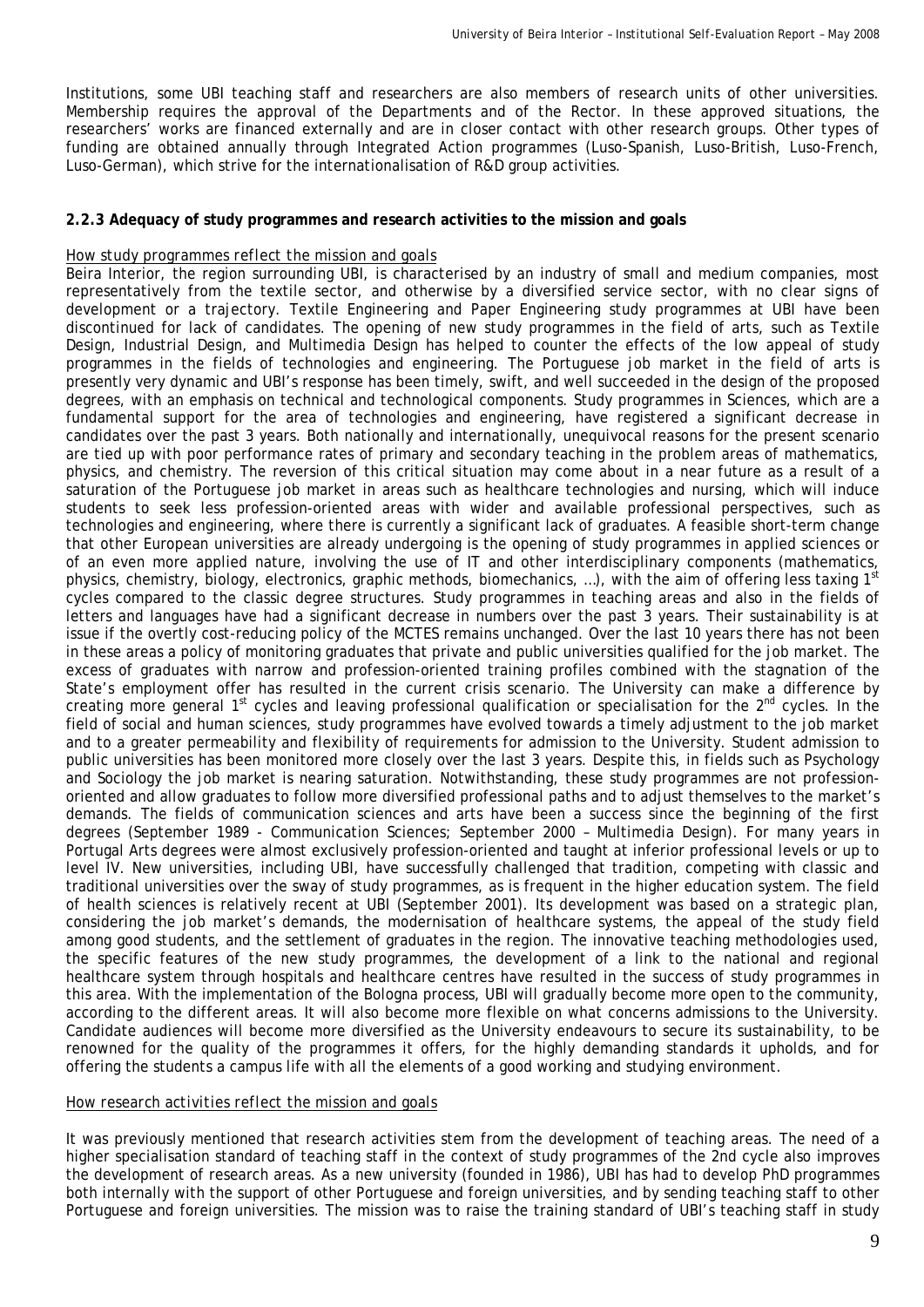Institutions, some UBI teaching staff and researchers are also members of research units of other universities. Membership requires the approval of the Departments and of the Rector. In these approved situations, the researchers' works are financed externally and are in closer contact with other research groups. Other types of funding are obtained annually through Integrated Action programmes (Luso-Spanish, Luso-British, Luso-French, Luso-German), which strive for the internationalisation of R&D group activities.

### 2.2.3 Adequacy of study programmes and research activities to the mission and goals

*How study programmes reflect the mission and goals*

Beira Interior, the region surrounding UBI, is characterised by an industry of small and medium companies, most representatively from the textile sector, and otherwise by a diversified service sector, with no clear signs of development or a trajectory. Textile Engineering and Paper Engineering study programmes at UBI have been discontinued for lack of candidates. The opening of new study programmes in the field of arts, such as Textile Design, Industrial Design, and Multimedia Design has helped to counter the effects of the low appeal of study programmes in the fields of technologies and engineering. The Portuguese job market in the field of arts is presently very dynamic and UBI's response has been timely, swift, and well succeeded in the design of the proposed degrees, with an emphasis on technical and technological components. Study programmes in Sciences, which are a fundamental support for the area of technologies and engineering, have registered a significant decrease in candidates over the past 3 years. Both nationally and internationally, unequivocal reasons for the present scenario are tied up with poor performance rates of primary and secondary teaching in the problem areas of mathematics, physics, and chemistry. The reversion of this critical situation may come about in a near future as a result of a saturation of the Portuguese job market in areas such as healthcare technologies and nursing, which will induce students to seek less profession-oriented areas with wider and available professional perspectives, such as technologies and engineering, where there is currently a significant lack of graduates. A feasible short-term change that other European universities are already undergoing is the opening of study programmes in applied sciences or of an even more applied nature, involving the use of IT and other interdisciplinary components (mathematics, physics, chemistry, biology, electronics, graphic methods, biomechanics, …), with the aim of offering less taxing 1st cycles compared to the classic degree structures. Study programmes in teaching areas and also in the fields of letters and languages have had a significant decrease in numbers over the past 3 years. Their sustainability is at issue if the overtly cost-reducing policy of the MCTES remains unchanged. Over the last 10 years there has not been in these areas a policy of monitoring graduates that private and public universities qualified for the job market. The excess of graduates with narrow and profession-oriented training profiles combined with the stagnation of the State's employment offer has resulted in the current crisis scenario. The University can make a difference by creating more general 1st cycles and leaving professional qualification or specialisation for the 2nd cycles. In the field of social and human sciences, study programmes have evolved towards a timely adjustment to the job market and to a greater permeability and flexibility of requirements for admission to the University. Student admission to public universities has been monitored more closely over the last 3 years. Despite this, in fields such as Psychology and Sociology the job market is nearing saturation. Notwithstanding, these study programmes are not profession-oriented and allow graduates to follow more diversified professional paths and to adjust themselves to the market's demands. The fields of communication sciences and arts have been a success since the beginning of the first degrees (September 1989 - Communication Sciences; September 2000 – Multimedia Design). For many years in Portugal Arts degrees were almost exclusively profession-oriented and taught at inferior professional levels or up to level IV. New universities, including UBI, have successfully challenged that tradition, competing with classic and traditional universities over the sway of study programmes, as is frequent in the higher education system. The field of health sciences is relatively recent at UBI (September 2001). Its development was based on a strategic plan, considering the job market's demands, the modernisation of healthcare systems, the appeal of the study field among good students, and the settlement of graduates in the region. The innovative teaching methodologies used, the specific features of the new study programmes, the development of a link to the national and regional healthcare system through hospitals and healthcare centres have resulted in the success of study programmes in this area. With the implementation of the Bologna process, UBI will gradually become more open to the community, according to the different areas. It will also become more flexible on what concerns admissions to the University. Candidate audiences will become more diversified as the University endeavours to secure its sustainability, to be renowned for the quality of the programmes it offers, for the highly demanding standards it upholds, and for offering the students a campus life with all the elements of a good working and studying environment.

*How research activities reflect the mission and goals*

It was previously mentioned that research activities stem from the development of teaching areas. The need of a higher specialisation standard of teaching staff in the context of study programmes of the 2nd cycle also improves the development of research areas. As a new university (founded in 1986), UBI has had to develop PhD programmes both internally with the support of other Portuguese and foreign universities, and by sending teaching staff to other Portuguese and foreign universities. The mission was to raise the training standard of UBI's teaching staff in study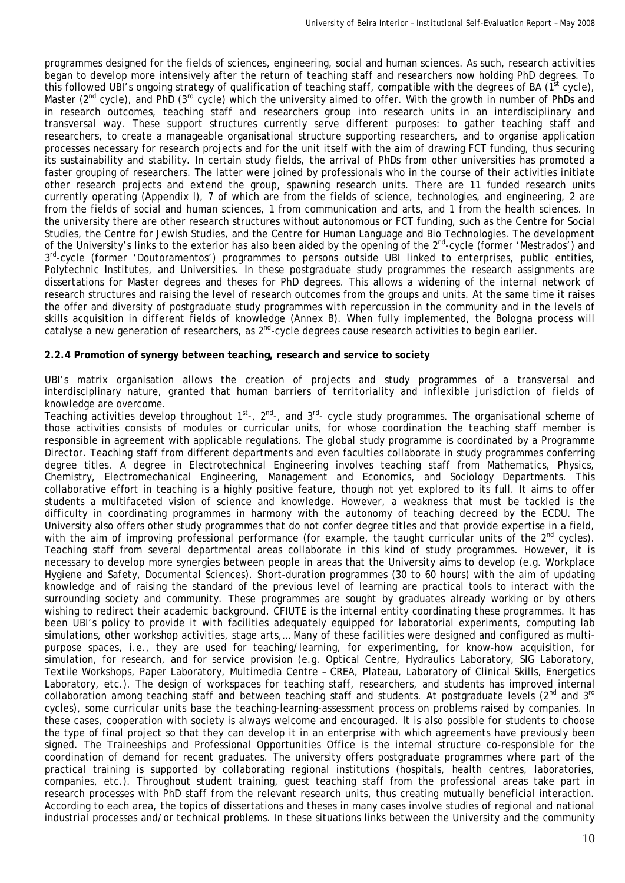programmes designed for the fields of sciences, engineering, social and human sciences. As such, research activities began to develop more intensively after the return of teaching staff and researchers now holding PhD degrees. To this followed UBI's ongoing strategy of qualification of teaching staff, compatible with the degrees of BA (1st cycle), Master (2nd cycle), and PhD (3rd cycle) which the university aimed to offer. With the growth in number of PhDs and in research outcomes, teaching staff and researchers group into research units in an interdisciplinary and transversal way. These support structures currently serve different purposes: to gather teaching staff and researchers, to create a manageable organisational structure supporting researchers, and to organise application processes necessary for research projects and for the unit itself with the aim of drawing FCT funding, thus securing its sustainability and stability. In certain study fields, the arrival of PhDs from other universities has promoted a faster grouping of researchers. The latter were joined by professionals who in the course of their activities initiate other research projects and extend the group, spawning research units. There are 11 funded research units currently operating (Appendix I), 7 of which are from the fields of science, technologies, and engineering, 2 are from the fields of social and human sciences, 1 from communication and arts, and 1 from the health sciences. In the university there are other research structures without autonomous or FCT funding, such as the Centre for Social Studies, the Centre for Jewish Studies, and the Centre for Human Language and Bio Technologies. The development of the University's links to the exterior has also been aided by the opening of the 2nd-cycle (former 'Mestrados') and 3rd-cycle (former 'Doutoramentos') programmes to persons outside UBI linked to enterprises, public entities, Polytechnic Institutes, and Universities. In these postgraduate study programmes the research assignments are dissertations for Master degrees and theses for PhD degrees. This allows a widening of the internal network of research structures and raising the level of research outcomes from the groups and units. At the same time it raises the offer and diversity of postgraduate study programmes with repercussion in the community and in the levels of skills acquisition in different fields of knowledge (Annex B). When fully implemented, the Bologna process will catalyse a new generation of researchers, as 2nd-cycle degrees cause research activities to begin earlier.

**2.2.4 Promotion of synergy between teaching, research and service to society**

UBI's matrix organisation allows the creation of projects and study programmes of a transversal and interdisciplinary nature, granted that human barriers of territoriality and inflexible jurisdiction of fields of knowledge are overcome.

Teaching activities develop throughout 1st-, 2nd-, and 3rd- cycle study programmes. The organisational scheme of those activities consists of modules or curricular units, for whose coordination the teaching staff member is responsible in agreement with applicable regulations. The global study programme is coordinated by a Programme Director. Teaching staff from different departments and even faculties collaborate in study programmes conferring degree titles. A degree in Electrotechnical Engineering involves teaching staff from Mathematics, Physics, Chemistry, Electromechanical Engineering, Management and Economics, and Sociology Departments. This collaborative effort in teaching is a highly positive feature, though not yet explored to its full. It aims to offer students a multifaceted vision of science and knowledge. However, a weakness that must be tackled is the difficulty in coordinating programmes in harmony with the autonomy of teaching decreed by the ECDU. The University also offers other study programmes that do not confer degree titles and that provide expertise in a field, with the aim of improving professional performance (for example, the taught curricular units of the 2nd cycles). Teaching staff from several departmental areas collaborate in this kind of study programmes. However, it is necessary to develop more synergies between people in areas that the University aims to develop (e.g. Workplace Hygiene and Safety, Documental Sciences). Short-duration programmes (30 to 60 hours) with the aim of updating knowledge and of raising the standard of the previous level of learning are practical tools to interact with the surrounding society and community. These programmes are sought by graduates already working or by others wishing to redirect their academic background. CFIUTE is the internal entity coordinating these programmes. It has been UBI's policy to provide it with facilities adequately equipped for laboratorial experiments, computing lab simulations, other workshop activities, stage arts,… Many of these facilities were designed and configured as multi-purpose spaces, i.e., they are used for teaching/learning, for experimenting, for know-how acquisition, for simulation, for research, and for service provision (e.g. Optical Centre, Hydraulics Laboratory, SIG Laboratory, Textile Workshops, Paper Laboratory, Multimedia Centre – CREA, Plateau, Laboratory of Clinical Skills, Energetics Laboratory, etc.). The design of workspaces for teaching staff, researchers, and students has improved internal collaboration among teaching staff and between teaching staff and students. At postgraduate levels (2nd and 3rd cycles), some curricular units base the teaching-learning-assessment process on problems raised by companies. In these cases, cooperation with society is always welcome and encouraged. It is also possible for students to choose the type of final project so that they can develop it in an enterprise with which agreements have previously been signed. The Traineeships and Professional Opportunities Office is the internal structure co-responsible for the coordination of demand for recent graduates. The university offers postgraduate programmes where part of the practical training is supported by collaborating regional institutions (hospitals, health centres, laboratories, companies, etc.). Throughout student training, guest teaching staff from the professional areas take part in research processes with PhD staff from the relevant research units, thus creating mutually beneficial interaction. According to each area, the topics of dissertations and theses in many cases involve studies of regional and national industrial processes and/or technical problems. In these situations links between the University and the community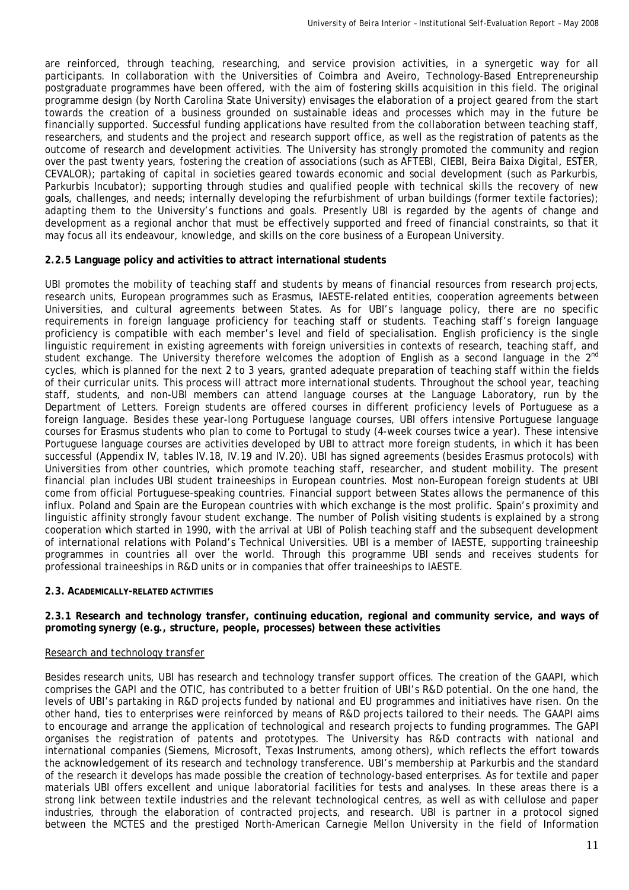are reinforced, through teaching, researching, and service provision activities, in a synergetic way for all participants. In collaboration with the Universities of Coimbra and Aveiro, Technology-Based Entrepreneurship postgraduate programmes have been offered, with the aim of fostering skills acquisition in this field. The original programme design (by North Carolina State University) envisages the elaboration of a project geared from the start towards the creation of a business grounded on sustainable ideas and processes which may in the future be financially supported. Successful funding applications have resulted from the collaboration between teaching staff, researchers, and students and the project and research support office, as well as the registration of patents as the outcome of research and development activities. The University has strongly promoted the community and region over the past twenty years, fostering the creation of associations (such as AFTEBI, CIEBI, Beira Baixa Digital, ESTER, CEVALOR); partaking of capital in societies geared towards economic and social development (such as Parkurbis, Parkurbis Incubator); supporting through studies and qualified people with technical skills the recovery of new goals, challenges, and needs; internally developing the refurbishment of urban buildings (former textile factories); adapting them to the University's functions and goals. Presently UBI is regarded by the agents of change and development as a regional anchor that must be effectively supported and freed of financial constraints, so that it may focus all its endeavour, knowledge, and skills on the core business of a European University.

### 2.2.5 Language policy and activities to attract international students

UBI promotes the mobility of teaching staff and students by means of financial resources from research projects, research units, European programmes such as Erasmus, IAESTE-related entities, cooperation agreements between Universities, and cultural agreements between States. As for UBI's language policy, there are no specific requirements in foreign language proficiency for teaching staff or students. Teaching staff's foreign language proficiency is compatible with each member's level and field of specialisation. English proficiency is the single linguistic requirement in existing agreements with foreign universities in contexts of research, teaching staff, and student exchange. The University therefore welcomes the adoption of English as a second language in the 2[nd] cycles, which is planned for the next 2 to 3 years, granted adequate preparation of teaching staff within the fields of their curricular units. This process will attract more international students. Throughout the school year, teaching staff, students, and non-UBI members can attend language courses at the Language Laboratory, run by the Department of Letters. Foreign students are offered courses in different proficiency levels of Portuguese as a foreign language. Besides these year-long Portuguese language courses, UBI offers intensive Portuguese language courses for Erasmus students who plan to come to Portugal to study (4-week courses twice a year). These intensive Portuguese language courses are activities developed by UBI to attract more foreign students, in which it has been successful (Appendix IV, tables IV.18, IV.19 and IV.20). UBI has signed agreements (besides Erasmus protocols) with Universities from other countries, which promote teaching staff, researcher, and student mobility. The present financial plan includes UBI student traineeships in European countries. Most non-European foreign students at UBI come from official Portuguese-speaking countries. Financial support between States allows the permanence of this influx. Poland and Spain are the European countries with which exchange is the most prolific. Spain's proximity and linguistic affinity strongly favour student exchange. The number of Polish visiting students is explained by a strong cooperation which started in 1990, with the arrival at UBI of Polish teaching staff and the subsequent development of international relations with Poland's Technical Universities. UBI is a member of IAESTE, supporting traineeship programmes in countries all over the world. Through this programme UBI sends and receives students for professional traineeships in R&D units or in companies that offer traineeships to IAESTE.

## 2.3. ACADEMICALLY-RELATED ACTIVITIES

### 2.3.1 Research and technology transfer, continuing education, regional and community service, and ways of promoting synergy (e.g., structure, people, processes) between these activities

Research and technology transfer

Besides research units, UBI has research and technology transfer support offices. The creation of the GAAPI, which comprises the GAPI and the OTIC, has contributed to a better fruition of UBI's R&D potential. On the one hand, the levels of UBI's partaking in R&D projects funded by national and EU programmes and initiatives have risen. On the other hand, ties to enterprises were reinforced by means of R&D projects tailored to their needs. The GAAPI aims to encourage and arrange the application of technological and research projects to funding programmes. The GAPI organises the registration of patents and prototypes. The University has R&D contracts with national and international companies (Siemens, Microsoft, Texas Instruments, among others), which reflects the effort towards the acknowledgement of its research and technology transference. UBI's membership at Parkurbis and the standard of the research it develops has made possible the creation of technology-based enterprises. As for textile and paper materials UBI offers excellent and unique laboratorial facilities for tests and analyses. In these areas there is a strong link between textile industries and the relevant technological centres, as well as with cellulose and paper industries, through the elaboration of contracted projects, and research. UBI is partner in a protocol signed between the MCTES and the prestiged North-American Carnegie Mellon University in the field of Information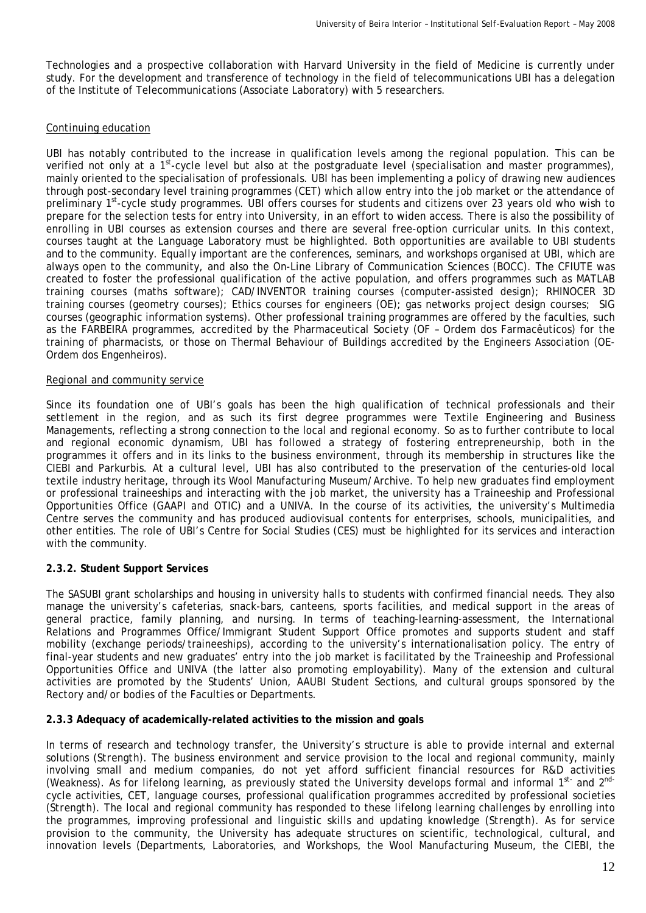Technologies and a prospective collaboration with Harvard University in the field of Medicine is currently under study. For the development and transference of technology in the field of telecommunications UBI has a delegation of the Institute of Telecommunications (Associate Laboratory) with 5 researchers.

Continuing education

UBI has notably contributed to the increase in qualification levels among the regional population. This can be verified not only at a 1st-cycle level but also at the postgraduate level (specialisation and master programmes), mainly oriented to the specialisation of professionals. UBI has been implementing a policy of drawing new audiences through post-secondary level training programmes (CET) which allow entry into the job market or the attendance of preliminary 1st-cycle study programmes. UBI offers courses for students and citizens over 23 years old who wish to prepare for the selection tests for entry into University, in an effort to widen access. There is also the possibility of enrolling in UBI courses as extension courses and there are several free-option curricular units. In this context, courses taught at the Language Laboratory must be highlighted. Both opportunities are available to UBI students and to the community. Equally important are the conferences, seminars, and workshops organised at UBI, which are always open to the community, and also the On-Line Library of Communication Sciences (BOCC). The CFIUTE was created to foster the professional qualification of the active population, and offers programmes such as MATLAB training courses (maths software); CAD/INVENTOR training courses (computer-assisted design); RHINOCER 3D training courses (geometry courses); Ethics courses for engineers (OE); gas networks project design courses; SIG courses (geographic information systems). Other professional training programmes are offered by the faculties, such as the FARBEIRA programmes, accredited by the Pharmaceutical Society (OF – Ordem dos Farmacêuticos) for the training of pharmacists, or those on Thermal Behaviour of Buildings accredited by the Engineers Association (OE-Ordem dos Engenheiros).

Regional and community service

Since its foundation one of UBI's goals has been the high qualification of technical professionals and their settlement in the region, and as such its first degree programmes were Textile Engineering and Business Managements, reflecting a strong connection to the local and regional economy. So as to further contribute to local and regional economic dynamism, UBI has followed a strategy of fostering entrepreneurship, both in the programmes it offers and in its links to the business environment, through its membership in structures like the CIEBI and Parkurbis. At a cultural level, UBI has also contributed to the preservation of the centuries-old local textile industry heritage, through its Wool Manufacturing Museum/Archive. To help new graduates find employment or professional traineeships and interacting with the job market, the university has a Traineeship and Professional Opportunities Office (GAAPI and OTIC) and a UNIVA. In the course of its activities, the university's Multimedia Centre serves the community and has produced audiovisual contents for enterprises, schools, municipalities, and other entities. The role of UBI's Centre for Social Studies (CES) must be highlighted for its services and interaction with the community.

**2.3.2. Student Support Services**

The SASUBI grant scholarships and housing in university halls to students with confirmed financial needs. They also manage the university's cafeterias, snack-bars, canteens, sports facilities, and medical support in the areas of general practice, family planning, and nursing. In terms of teaching-learning-assessment, the International Relations and Programmes Office/Immigrant Student Support Office promotes and supports student and staff mobility (exchange periods/traineeships), according to the university's internationalisation policy. The entry of final-year students and new graduates' entry into the job market is facilitated by the Traineeship and Professional Opportunities Office and UNIVA (the latter also promoting employability). Many of the extension and cultural activities are promoted by the Students' Union, AAUBI Student Sections, and cultural groups sponsored by the Rectory and/or bodies of the Faculties or Departments.

**2.3.3 Adequacy of academically-related activities to the mission and goals**

In terms of research and technology transfer, the University's structure is able to provide internal and external solutions (Strength). The business environment and service provision to the local and regional community, mainly involving small and medium companies, do not yet afford sufficient financial resources for R&D activities (Weakness). As for lifelong learning, as previously stated the University develops formal and informal 1st- and 2nd-cycle activities, CET, language courses, professional qualification programmes accredited by professional societies (Strength). The local and regional community has responded to these lifelong learning challenges by enrolling into the programmes, improving professional and linguistic skills and updating knowledge (Strength). As for service provision to the community, the University has adequate structures on scientific, technological, cultural, and innovation levels (Departments, Laboratories, and Workshops, the Wool Manufacturing Museum, the CIEBI, the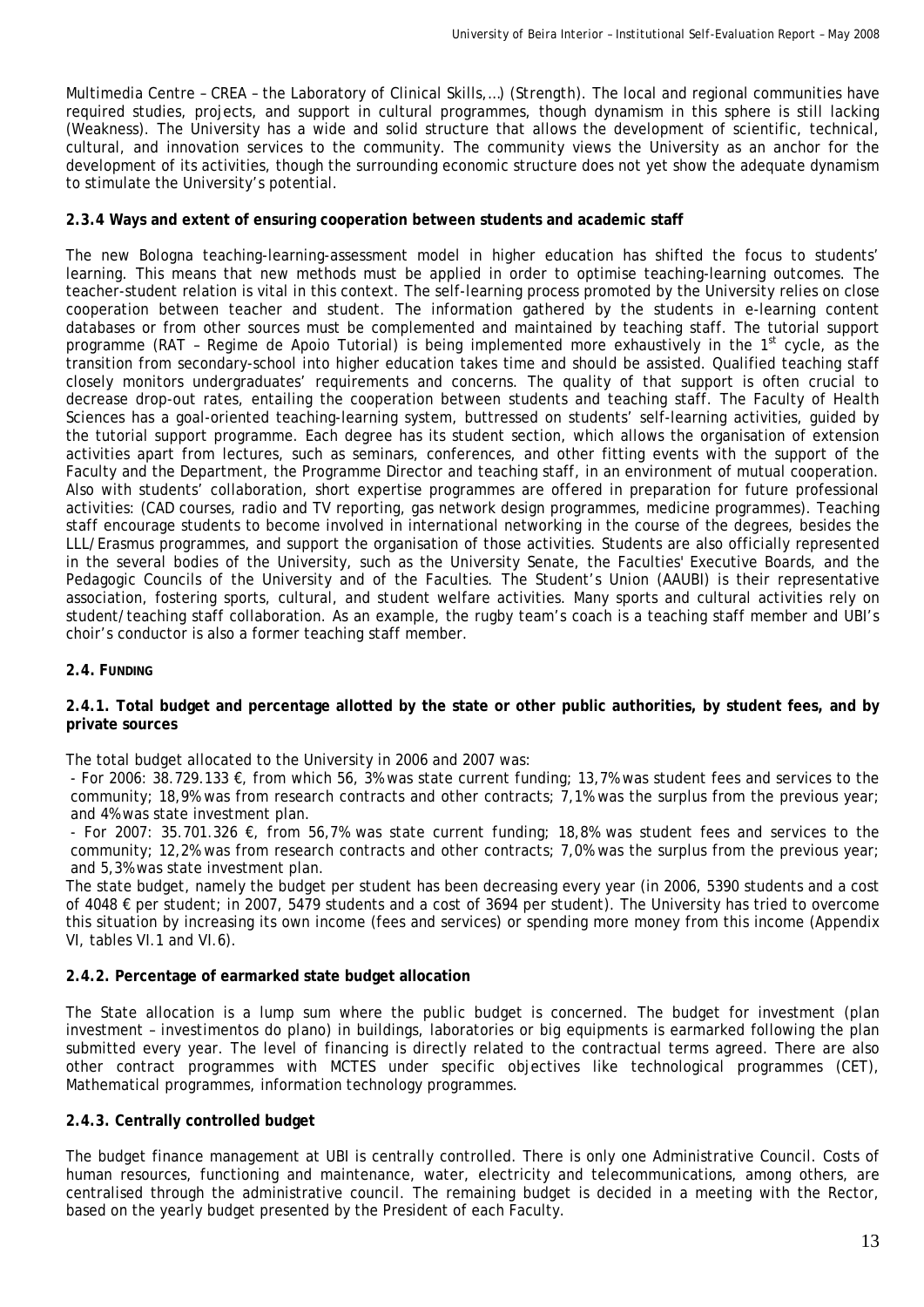Multimedia Centre – CREA – the Laboratory of Clinical Skills,…) (Strength). The local and regional communities have required studies, projects, and support in cultural programmes, though dynamism in this sphere is still lacking (Weakness). The University has a wide and solid structure that allows the development of scientific, technical, cultural, and innovation services to the community. The community views the University as an anchor for the development of its activities, though the surrounding economic structure does not yet show the adequate dynamism to stimulate the University's potential.

### 2.3.4 Ways and extent of ensuring cooperation between students and academic staff

The new Bologna teaching-learning-assessment model in higher education has shifted the focus to students' learning. This means that new methods must be applied in order to optimise teaching-learning outcomes. The teacher-student relation is vital in this context. The self-learning process promoted by the University relies on close cooperation between teacher and student. The information gathered by the students in e-learning content databases or from other sources must be complemented and maintained by teaching staff. The tutorial support programme (RAT – Regime de Apoio Tutorial) is being implemented more exhaustively in the 1st cycle, as the transition from secondary-school into higher education takes time and should be assisted. Qualified teaching staff closely monitors undergraduates' requirements and concerns. The quality of that support is often crucial to decrease drop-out rates, entailing the cooperation between students and teaching staff. The Faculty of Health Sciences has a goal-oriented teaching-learning system, buttressed on students' self-learning activities, guided by the tutorial support programme. Each degree has its student section, which allows the organisation of extension activities apart from lectures, such as seminars, conferences, and other fitting events with the support of the Faculty and the Department, the Programme Director and teaching staff, in an environment of mutual cooperation. Also with students' collaboration, short expertise programmes are offered in preparation for future professional activities: (CAD courses, radio and TV reporting, gas network design programmes, medicine programmes). Teaching staff encourage students to become involved in international networking in the course of the degrees, besides the LLL/Erasmus programmes, and support the organisation of those activities. Students are also officially represented in the several bodies of the University, such as the University Senate, the Faculties' Executive Boards, and the Pedagogic Councils of the University and of the Faculties. The Student's Union (AAUBI) is their representative association, fostering sports, cultural, and student welfare activities. Many sports and cultural activities rely on student/teaching staff collaboration. As an example, the rugby team's coach is a teaching staff member and UBI's choir's conductor is also a former teaching staff member.

## 2.4. FUNDING

### 2.4.1. Total budget and percentage allotted by the state or other public authorities, by student fees, and by private sources

The total budget allocated to the University in 2006 and 2007 was:

- For 2006: 38.729.133 €, from which 56, 3% was state current funding; 13,7% was student fees and services to the community; 18,9% was from research contracts and other contracts; 7,1% was the surplus from the previous year; and 4% was state investment plan.
- For 2007: 35.701.326 €, from 56,7% was state current funding; 18,8% was student fees and services to the community; 12,2% was from research contracts and other contracts; 7,0% was the surplus from the previous year; and 5,3% was state investment plan.

The state budget, namely the budget per student has been decreasing every year (in 2006, 5390 students and a cost of 4048 € per student; in 2007, 5479 students and a cost of 3694 per student). The University has tried to overcome this situation by increasing its own income (fees and services) or spending more money from this income (Appendix VI, tables VI.1 and VI.6).

### 2.4.2. Percentage of earmarked state budget allocation

The State allocation is a lump sum where the public budget is concerned. The budget for investment (plan investment – *investimentos do plano*) in buildings, laboratories or big equipments is earmarked following the plan submitted every year. The level of financing is directly related to the contractual terms agreed. There are also other contract programmes with MCTES under specific objectives like technological programmes (CET), Mathematical programmes, information technology programmes.

### 2.4.3. Centrally controlled budget

The budget finance management at UBI is centrally controlled. There is only one Administrative Council. Costs of human resources, functioning and maintenance, water, electricity and telecommunications, among others, are centralised through the administrative council. The remaining budget is decided in a meeting with the Rector, based on the yearly budget presented by the President of each Faculty.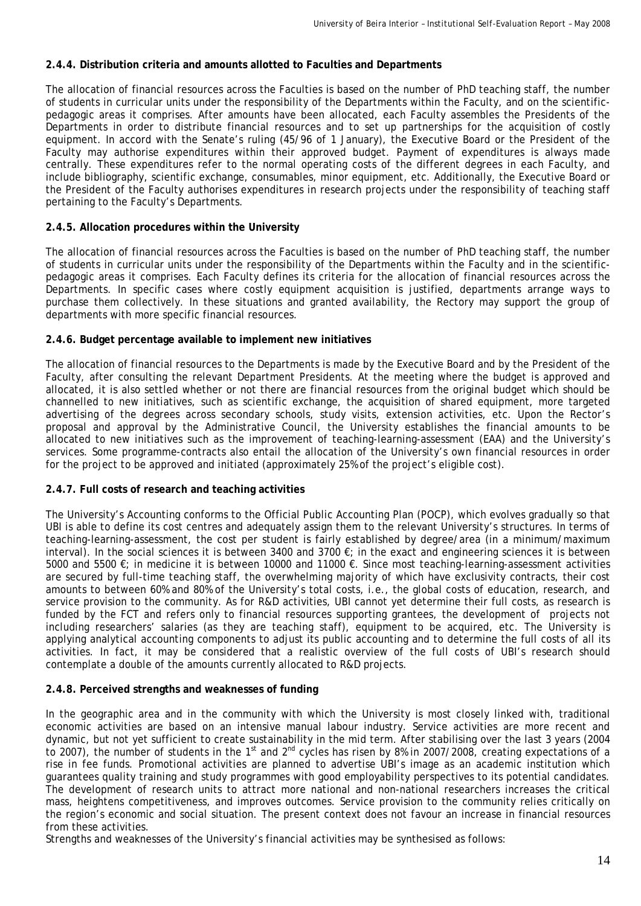### 2.4.4. Distribution criteria and amounts allotted to Faculties and Departments

The allocation of financial resources across the Faculties is based on the number of PhD teaching staff, the number of students in curricular units under the responsibility of the Departments within the Faculty, and on the scientific-pedagogic areas it comprises. After amounts have been allocated, each Faculty assembles the Presidents of the Departments in order to distribute financial resources and to set up partnerships for the acquisition of costly equipment. In accord with the Senate's ruling (45/96 of 1 January), the Executive Board or the President of the Faculty may authorise expenditures within their approved budget. Payment of expenditures is always made centrally. These expenditures refer to the normal operating costs of the different degrees in each Faculty, and include bibliography, scientific exchange, consumables, minor equipment, etc. Additionally, the Executive Board or the President of the Faculty authorises expenditures in research projects under the responsibility of teaching staff pertaining to the Faculty's Departments.

### 2.4.5. Allocation procedures within the University

The allocation of financial resources across the Faculties is based on the number of PhD teaching staff, the number of students in curricular units under the responsibility of the Departments within the Faculty and in the scientific-pedagogic areas it comprises. Each Faculty defines its criteria for the allocation of financial resources across the Departments. In specific cases where costly equipment acquisition is justified, departments arrange ways to purchase them collectively. In these situations and granted availability, the Rectory may support the group of departments with more specific financial resources.

### 2.4.6. Budget percentage available to implement new initiatives

The allocation of financial resources to the Departments is made by the Executive Board and by the President of the Faculty, after consulting the relevant Department Presidents. At the meeting where the budget is approved and allocated, it is also settled whether or not there are financial resources from the original budget which should be channelled to new initiatives, such as scientific exchange, the acquisition of shared equipment, more targeted advertising of the degrees across secondary schools, study visits, extension activities, etc. Upon the Rector's proposal and approval by the Administrative Council, the University establishes the financial amounts to be allocated to new initiatives such as the improvement of teaching-learning-assessment (EAA) and the University's services. Some programme-contracts also entail the allocation of the University's own financial resources in order for the project to be approved and initiated (approximately 25% of the project's eligible cost).

### 2.4.7. Full costs of research and teaching activities

The University's Accounting conforms to the Official Public Accounting Plan (POCP), which evolves gradually so that UBI is able to define its cost centres and adequately assign them to the relevant University's structures. In terms of teaching-learning-assessment, the cost per student is fairly established by degree/area (in a minimum/maximum interval). In the social sciences it is between 3400 and 3700 €; in the exact and engineering sciences it is between 5000 and 5500 €; in medicine it is between 10000 and 11000 €. Since most teaching-learning-assessment activities are secured by full-time teaching staff, the overwhelming majority of which have exclusivity contracts, their cost amounts to between 60% and 80% of the University's total costs, i.e., the global costs of education, research, and service provision to the community. As for R&D activities, UBI cannot yet determine their full costs, as research is funded by the FCT and refers only to financial resources supporting grantees, the development of projects not including researchers' salaries (as they are teaching staff), equipment to be acquired, etc. The University is applying analytical accounting components to adjust its public accounting and to determine the full costs of all its activities. In fact, it may be considered that a realistic overview of the full costs of UBI's research should contemplate a double of the amounts currently allocated to R&D projects.

### 2.4.8. Perceived strengths and weaknesses of funding

In the geographic area and in the community with which the University is most closely linked with, traditional economic activities are based on an intensive manual labour industry. Service activities are more recent and dynamic, but not yet sufficient to create sustainability in the mid term. After stabilising over the last 3 years (2004 to 2007), the number of students in the 1st and 2nd cycles has risen by 8% in 2007/2008, creating expectations of a rise in fee funds. Promotional activities are planned to advertise UBI's image as an academic institution which guarantees quality training and study programmes with good employability perspectives to its potential candidates. The development of research units to attract more national and non-national researchers increases the critical mass, heightens competitiveness, and improves outcomes. Service provision to the community relies critically on the region's economic and social situation. The present context does not favour an increase in financial resources from these activities.

Strengths and weaknesses of the University's financial activities may be synthesised as follows: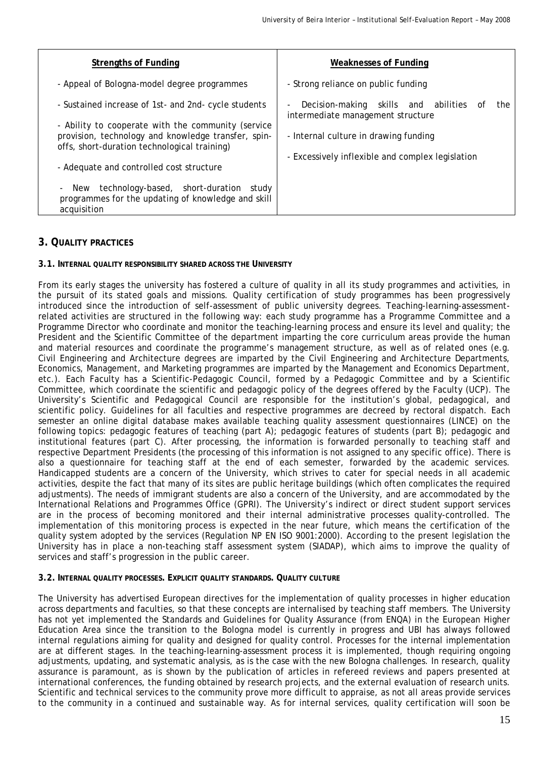| Strengths of Funding | Weaknesses of Funding |
|---|---|
| - Appeal of Bologna-model degree programmes<br><br>- Sustained increase of 1st- and 2nd- cycle students<br><br>- Ability to cooperate with the community (service provision, technology and knowledge transfer, spin-offs, short-duration technological training)<br><br>- Adequate and controlled cost structure<br><br>- New technology-based, short-duration study programmes for the updating of knowledge and skill acquisition | - Strong reliance on public funding<br><br>- Decision-making skills and abilities of the intermediate management structure<br><br>- Internal culture in drawing funding<br><br>- Excessively inflexible and complex legislation |

## 3. QUALITY PRACTICES

### 3.1. INTERNAL QUALITY RESPONSIBILITY SHARED ACROSS THE UNIVERSITY

From its early stages the university has fostered a culture of quality in all its study programmes and activities, in the pursuit of its stated goals and missions. Quality certification of study programmes has been progressively introduced since the introduction of self-assessment of public university degrees. Teaching-learning-assessment-related activities are structured in the following way: each study programme has a Programme Committee and a Programme Director who coordinate and monitor the teaching-learning process and ensure its level and quality; the President and the Scientific Committee of the department imparting the core curriculum areas provide the human and material resources and coordinate the programme's management structure, as well as of related ones (e.g. Civil Engineering and Architecture degrees are imparted by the Civil Engineering and Architecture Departments, Economics, Management, and Marketing programmes are imparted by the Management and Economics Department, etc.). Each Faculty has a Scientific-Pedagogic Council, formed by a Pedagogic Committee and by a Scientific Committee, which coordinate the scientific and pedagogic policy of the degrees offered by the Faculty (UCP). The University's Scientific and Pedagogical Council are responsible for the institution's global, pedagogical, and scientific policy. Guidelines for all faculties and respective programmes are decreed by rectoral dispatch. Each semester an online digital database makes available teaching quality assessment questionnaires (LINCE) on the following topics: pedagogic features of teaching (part A); pedagogic features of students (part B); pedagogic and institutional features (part C). After processing, the information is forwarded personally to teaching staff and respective Department Presidents (the processing of this information is not assigned to any specific office). There is also a questionnaire for teaching staff at the end of each semester, forwarded by the academic services. Handicapped students are a concern of the University, which strives to cater for special needs in all academic activities, despite the fact that many of its sites are public heritage buildings (which often complicates the required adjustments). The needs of immigrant students are also a concern of the University, and are accommodated by the International Relations and Programmes Office (GPRI). The University's indirect or direct student support services are in the process of becoming monitored and their internal administrative processes quality-controlled. The implementation of this monitoring process is expected in the near future, which means the certification of the quality system adopted by the services (Regulation NP EN ISO 9001:2000). According to the present legislation the University has in place a non-teaching staff assessment system (SIADAP), which aims to improve the quality of services and staff's progression in the public career.

### 3.2. INTERNAL QUALITY PROCESSES. EXPLICIT QUALITY STANDARDS. QUALITY CULTURE

The University has advertised European directives for the implementation of quality processes in higher education across departments and faculties, so that these concepts are internalised by teaching staff members. The University has not yet implemented the Standards and Guidelines for Quality Assurance (from ENQA) in the European Higher Education Area since the transition to the Bologna model is currently in progress and UBI has always followed internal regulations aiming for quality and designed for quality control. Processes for the internal implementation are at different stages. In the teaching-learning-assessment process it is implemented, though requiring ongoing adjustments, updating, and systematic analysis, as is the case with the new Bologna challenges. In research, quality assurance is paramount, as is shown by the publication of articles in refereed reviews and papers presented at international conferences, the funding obtained by research projects, and the external evaluation of research units. Scientific and technical services to the community prove more difficult to appraise, as not all areas provide services to the community in a continued and sustainable way. As for internal services, quality certification will soon be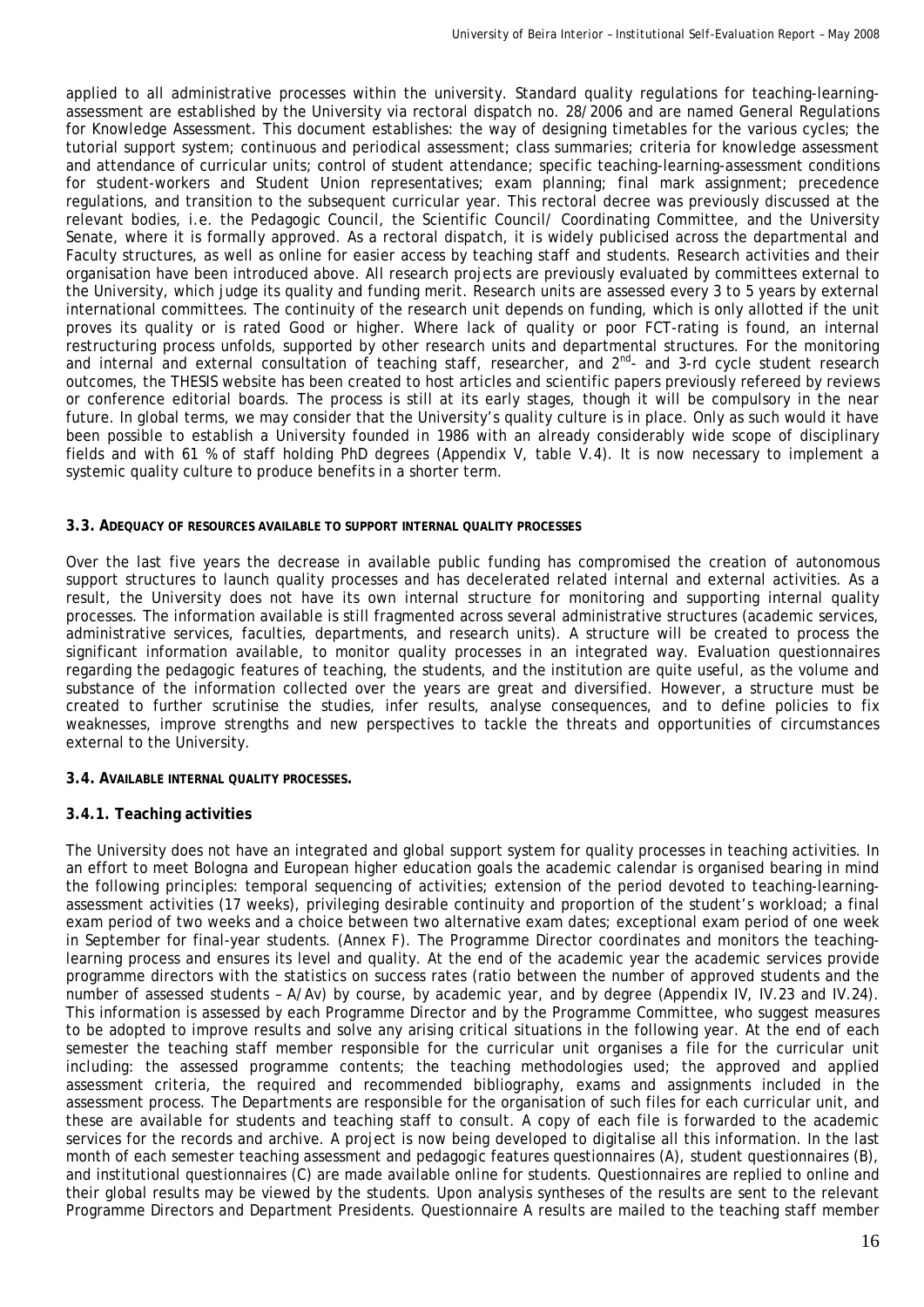applied to all administrative processes within the university. Standard quality regulations for teaching-learning-assessment are established by the University via rectoral dispatch no. 28/2006 and are named General Regulations for Knowledge Assessment. This document establishes: the way of designing timetables for the various cycles; the tutorial support system; continuous and periodical assessment; class summaries; criteria for knowledge assessment and attendance of curricular units; control of student attendance; specific teaching-learning-assessment conditions for student-workers and Student Union representatives; exam planning; final mark assignment; precedence regulations, and transition to the subsequent curricular year. This rectoral decree was previously discussed at the relevant bodies, i.e. the Pedagogic Council, the Scientific Council/ Coordinating Committee, and the University Senate, where it is formally approved. As a rectoral dispatch, it is widely publicised across the departmental and Faculty structures, as well as online for easier access by teaching staff and students. Research activities and their organisation have been introduced above. All research projects are previously evaluated by committees external to the University, which judge its quality and funding merit. Research units are assessed every 3 to 5 years by external international committees. The continuity of the research unit depends on funding, which is only allotted if the unit proves its quality or is rated Good or higher. Where lack of quality or poor FCT-rating is found, an internal restructuring process unfolds, supported by other research units and departmental structures. For the monitoring and internal and external consultation of teaching staff, researcher, and 2nd- and 3-rd cycle student research outcomes, the THESIS website has been created to host articles and scientific papers previously refereed by reviews or conference editorial boards. The process is still at its early stages, though it will be compulsory in the near future. In global terms, we may consider that the University's quality culture is in place. Only as such would it have been possible to establish a University founded in 1986 with an already considerably wide scope of disciplinary fields and with 61 % of staff holding PhD degrees (Appendix V, table V.4). It is now necessary to implement a systemic quality culture to produce benefits in a shorter term.

### 3.3. Adequacy of resources available to support internal quality processes

Over the last five years the decrease in available public funding has compromised the creation of autonomous support structures to launch quality processes and has decelerated related internal and external activities. As a result, the University does not have its own internal structure for monitoring and supporting internal quality processes. The information available is still fragmented across several administrative structures (academic services, administrative services, faculties, departments, and research units). A structure will be created to process the significant information available, to monitor quality processes in an integrated way. Evaluation questionnaires regarding the pedagogic features of teaching, the students, and the institution are quite useful, as the volume and substance of the information collected over the years are great and diversified. However, a structure must be created to further scrutinise the studies, infer results, analyse consequences, and to define policies to fix weaknesses, improve strengths and new perspectives to tackle the threats and opportunities of circumstances external to the University.

### 3.4. Available internal quality processes.

#### 3.4.1. Teaching activities

The University does not have an integrated and global support system for quality processes in teaching activities. In an effort to meet Bologna and European higher education goals the academic calendar is organised bearing in mind the following principles: temporal sequencing of activities; extension of the period devoted to teaching-learning-assessment activities (17 weeks), privileging desirable continuity and proportion of the student's workload; a final exam period of two weeks and a choice between two alternative exam dates; exceptional exam period of one week in September for final-year students. (Annex F). The Programme Director coordinates and monitors the teaching-learning process and ensures its level and quality. At the end of the academic year the academic services provide programme directors with the statistics on success rates (ratio between the number of approved students and the number of assessed students – A/Av) by course, by academic year, and by degree (Appendix IV, IV.23 and IV.24). This information is assessed by each Programme Director and by the Programme Committee, who suggest measures to be adopted to improve results and solve any arising critical situations in the following year. At the end of each semester the teaching staff member responsible for the curricular unit organises a file for the curricular unit including: the assessed programme contents; the teaching methodologies used; the approved and applied assessment criteria, the required and recommended bibliography, exams and assignments included in the assessment process. The Departments are responsible for the organisation of such files for each curricular unit, and these are available for students and teaching staff to consult. A copy of each file is forwarded to the academic services for the records and archive. A project is now being developed to digitalise all this information. In the last month of each semester teaching assessment and pedagogic features questionnaires (A), student questionnaires (B), and institutional questionnaires (C) are made available online for students. Questionnaires are replied to online and their global results may be viewed by the students. Upon analysis syntheses of the results are sent to the relevant Programme Directors and Department Presidents. Questionnaire A results are mailed to the teaching staff member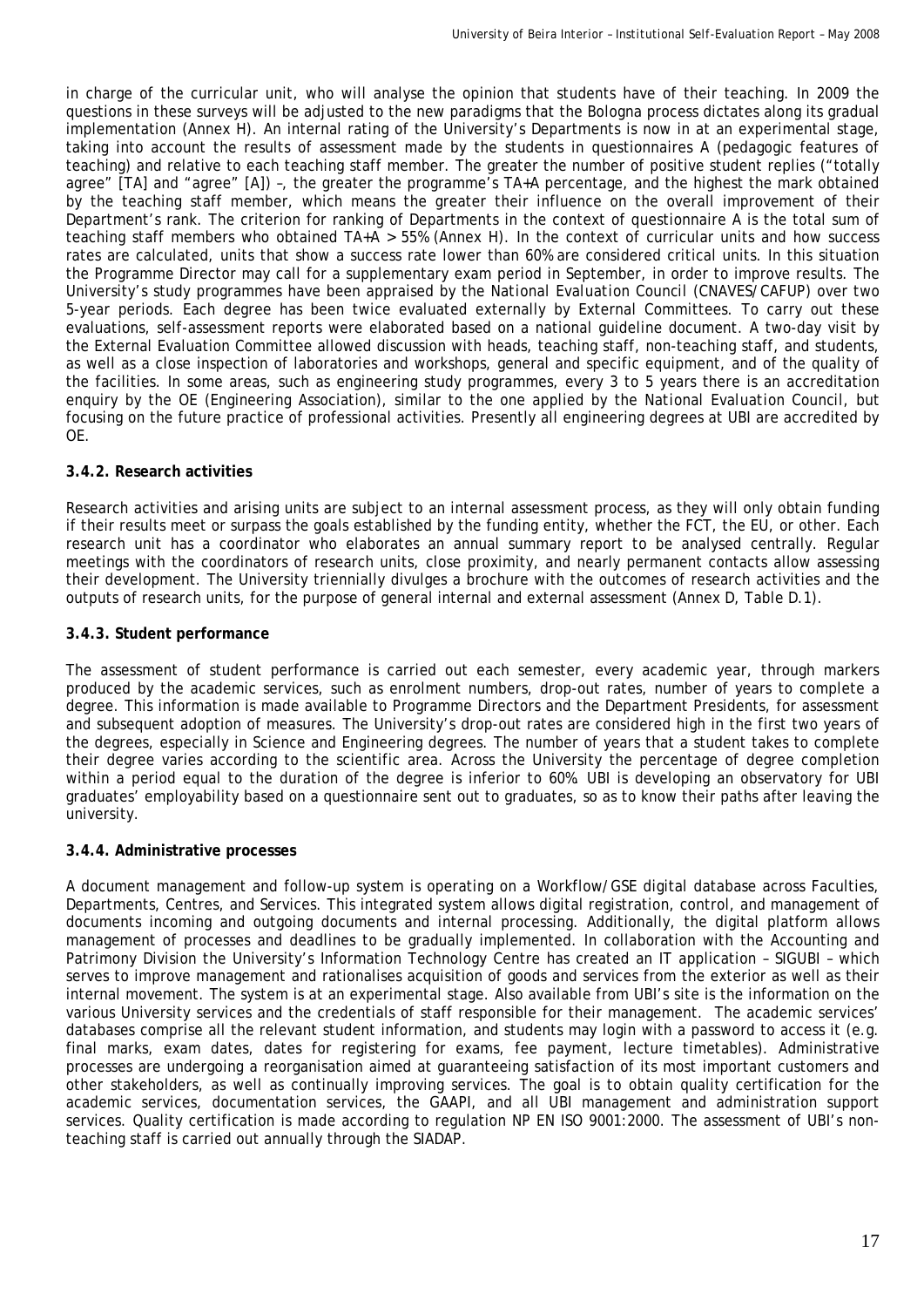in charge of the curricular unit, who will analyse the opinion that students have of their teaching. In 2009 the questions in these surveys will be adjusted to the new paradigms that the Bologna process dictates along its gradual implementation (Annex H). An internal rating of the University's Departments is now in at an experimental stage, taking into account the results of assessment made by the students in questionnaires A (pedagogic features of teaching) and relative to each teaching staff member. The greater the number of positive student replies ("totally agree" [TA] and "agree" [A]) –, the greater the programme's TA+A percentage, and the highest the mark obtained by the teaching staff member, which means the greater their influence on the overall improvement of their Department's rank. The criterion for ranking of Departments in the context of questionnaire A is the total sum of teaching staff members who obtained TA+A > 55% (Annex H). In the context of curricular units and how success rates are calculated, units that show a success rate lower than 60% are considered critical units. In this situation the Programme Director may call for a supplementary exam period in September, in order to improve results. The University's study programmes have been appraised by the National Evaluation Council (CNAVES/CAFUP) over two 5-year periods. Each degree has been twice evaluated externally by External Committees. To carry out these evaluations, self-assessment reports were elaborated based on a national guideline document. A two-day visit by the External Evaluation Committee allowed discussion with heads, teaching staff, non-teaching staff, and students, as well as a close inspection of laboratories and workshops, general and specific equipment, and of the quality of the facilities. In some areas, such as engineering study programmes, every 3 to 5 years there is an accreditation enquiry by the OE (Engineering Association), similar to the one applied by the National Evaluation Council, but focusing on the future practice of professional activities. Presently all engineering degrees at UBI are accredited by OE.

**3.4.2. Research activities**

Research activities and arising units are subject to an internal assessment process, as they will only obtain funding if their results meet or surpass the goals established by the funding entity, whether the FCT, the EU, or other. Each research unit has a coordinator who elaborates an annual summary report to be analysed centrally. Regular meetings with the coordinators of research units, close proximity, and nearly permanent contacts allow assessing their development. The University triennially divulges a brochure with the outcomes of research activities and the outputs of research units, for the purpose of general internal and external assessment (Annex D, Table D.1).

**3.4.3. Student performance**

The assessment of student performance is carried out each semester, every academic year, through markers produced by the academic services, such as enrolment numbers, drop-out rates, number of years to complete a degree. This information is made available to Programme Directors and the Department Presidents, for assessment and subsequent adoption of measures. The University's drop-out rates are considered high in the first two years of the degrees, especially in Science and Engineering degrees. The number of years that a student takes to complete their degree varies according to the scientific area. Across the University the percentage of degree completion within a period equal to the duration of the degree is inferior to 60%. UBI is developing an observatory for UBI graduates' employability based on a questionnaire sent out to graduates, so as to know their paths after leaving the university.

**3.4.4. Administrative processes**

A document management and follow-up system is operating on a Workflow/GSE digital database across Faculties, Departments, Centres, and Services. This integrated system allows digital registration, control, and management of documents incoming and outgoing documents and internal processing. Additionally, the digital platform allows management of processes and deadlines to be gradually implemented. In collaboration with the Accounting and Patrimony Division the University's Information Technology Centre has created an IT application – SIGUBI – which serves to improve management and rationalises acquisition of goods and services from the exterior as well as their internal movement. The system is at an experimental stage. Also available from UBI's site is the information on the various University services and the credentials of staff responsible for their management. The academic services' databases comprise all the relevant student information, and students may login with a password to access it (e.g. final marks, exam dates, dates for registering for exams, fee payment, lecture timetables). Administrative processes are undergoing a reorganisation aimed at guaranteeing satisfaction of its most important customers and other stakeholders, as well as continually improving services. The goal is to obtain quality certification for the academic services, documentation services, the GAAPI, and all UBI management and administration support services. Quality certification is made according to regulation NP EN ISO 9001:2000. The assessment of UBI's non-teaching staff is carried out annually through the SIADAP.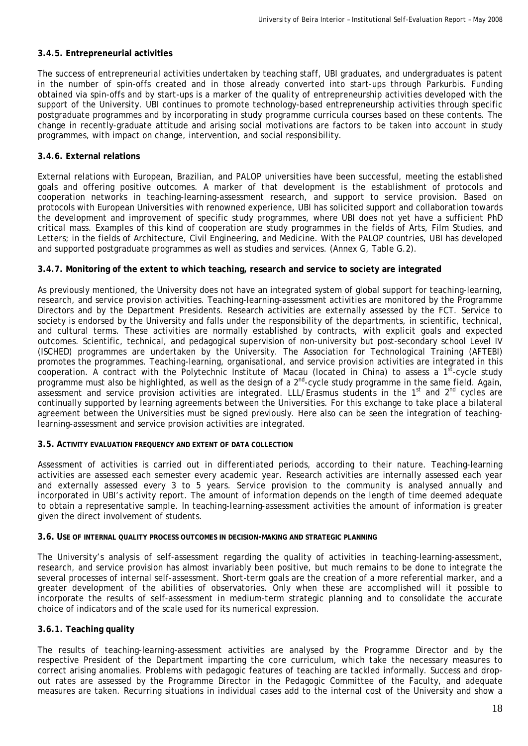### 3.4.5. Entrepreneurial activities

The success of entrepreneurial activities undertaken by teaching staff, UBI graduates, and undergraduates is patent in the number of spin-offs created and in those already converted into start-ups through Parkurbis. Funding obtained via spin-offs and by start-ups is a marker of the quality of entrepreneurship activities developed with the support of the University. UBI continues to promote technology-based entrepreneurship activities through specific postgraduate programmes and by incorporating in study programme curricula courses based on these contents. The change in recently-graduate attitude and arising social motivations are factors to be taken into account in study programmes, with impact on change, intervention, and social responsibility.

### 3.4.6. External relations

External relations with European, Brazilian, and PALOP universities have been successful, meeting the established goals and offering positive outcomes. A marker of that development is the establishment of protocols and cooperation networks in teaching-learning-assessment research, and support to service provision. Based on protocols with European Universities with renowned experience, UBI has solicited support and collaboration towards the development and improvement of specific study programmes, where UBI does not yet have a sufficient PhD critical mass. Examples of this kind of cooperation are study programmes in the fields of Arts, Film Studies, and Letters; in the fields of Architecture, Civil Engineering, and Medicine. With the PALOP countries, UBI has developed and supported postgraduate programmes as well as studies and services. (Annex G, Table G.2).

### 3.4.7. Monitoring of the extent to which teaching, research and service to society are integrated

As previously mentioned, the University does not have an integrated system of global support for teaching-learning, research, and service provision activities. Teaching-learning-assessment activities are monitored by the Programme Directors and by the Department Presidents. Research activities are externally assessed by the FCT. Service to society is endorsed by the University and falls under the responsibility of the departments, in scientific, technical, and cultural terms. These activities are normally established by contracts, with explicit goals and expected outcomes. Scientific, technical, and pedagogical supervision of non-university but post-secondary school Level IV (ISCHED) programmes are undertaken by the University. The Association for Technological Training (AFTEBI) promotes the programmes. Teaching-learning, organisational, and service provision activities are integrated in this cooperation. A contract with the Polytechnic Institute of Macau (located in China) to assess a 1st-cycle study programme must also be highlighted, as well as the design of a 2nd-cycle study programme in the same field. Again, assessment and service provision activities are integrated. LLL/Erasmus students in the 1st and 2nd cycles are continually supported by learning agreements between the Universities. For this exchange to take place a bilateral agreement between the Universities must be signed previously. Here also can be seen the integration of teaching-learning-assessment and service provision activities are integrated.

## 3.5. Activity evaluation frequency and extent of data collection

Assessment of activities is carried out in differentiated periods, according to their nature. Teaching-learning activities are assessed each semester every academic year. Research activities are internally assessed each year and externally assessed every 3 to 5 years. Service provision to the community is analysed annually and incorporated in UBI's activity report. The amount of information depends on the length of time deemed adequate to obtain a representative sample. In teaching-learning-assessment activities the amount of information is greater given the direct involvement of students.

## 3.6. Use of internal quality process outcomes in decision-making and strategic planning

The University's analysis of self-assessment regarding the quality of activities in teaching-learning-assessment, research, and service provision has almost invariably been positive, but much remains to be done to integrate the several processes of internal self-assessment. Short-term goals are the creation of a more referential marker, and a greater development of the abilities of observatories. Only when these are accomplished will it possible to incorporate the results of self-assessment in medium-term strategic planning and to consolidate the accurate choice of indicators and of the scale used for its numerical expression.

### 3.6.1. Teaching quality

The results of teaching-learning-assessment activities are analysed by the Programme Director and by the respective President of the Department imparting the core curriculum, which take the necessary measures to correct arising anomalies. Problems with pedagogic features of teaching are tackled informally. Success and drop-out rates are assessed by the Programme Director in the Pedagogic Committee of the Faculty, and adequate measures are taken. Recurring situations in individual cases add to the internal cost of the University and show a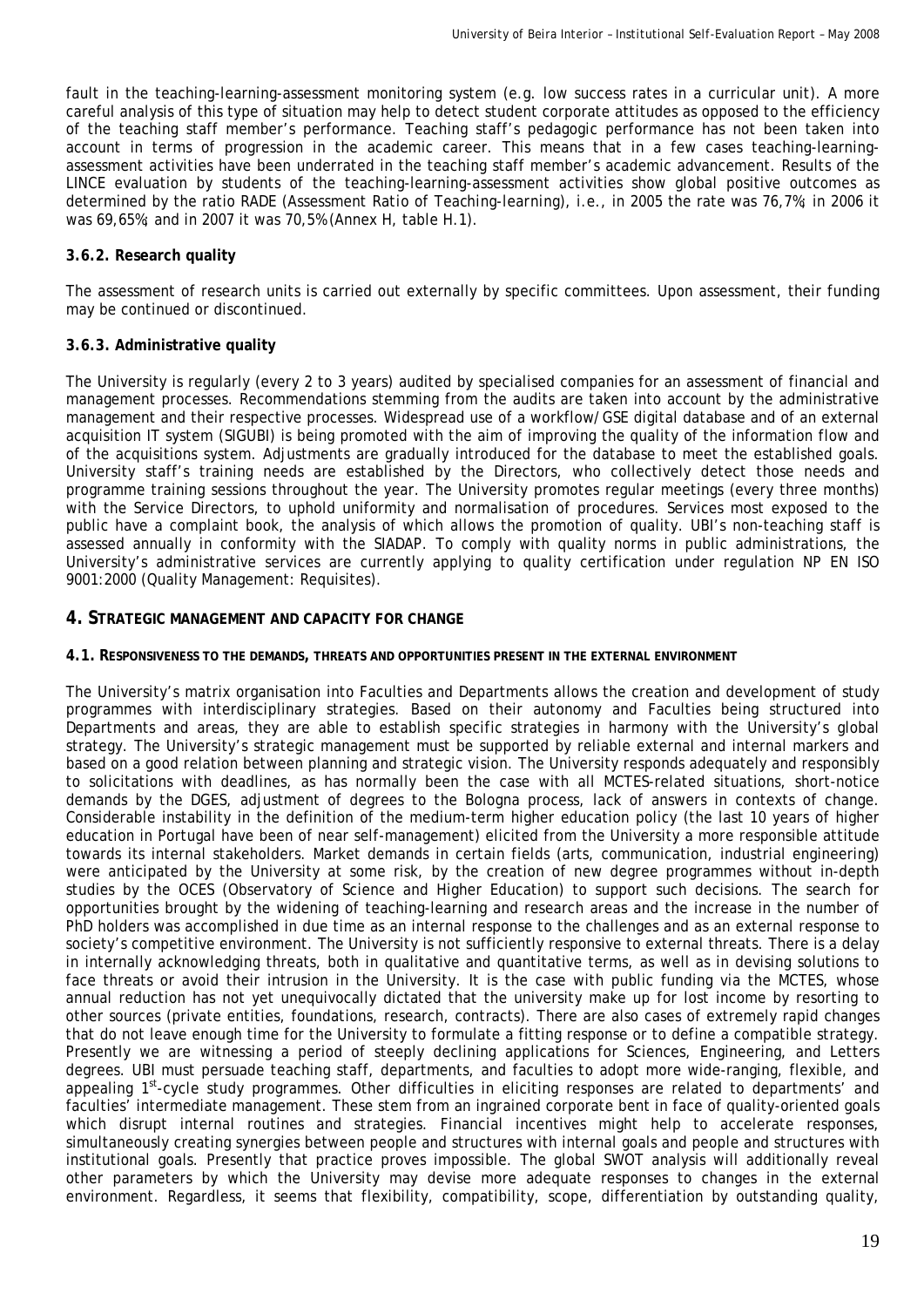fault in the teaching-learning-assessment monitoring system (e.g. low success rates in a curricular unit). A more careful analysis of this type of situation may help to detect student corporate attitudes as opposed to the efficiency of the teaching staff member's performance. Teaching staff's pedagogic performance has not been taken into account in terms of progression in the academic career. This means that in a few cases teaching-learning-assessment activities have been underrated in the teaching staff member's academic advancement. Results of the LINCE evaluation by students of the teaching-learning-assessment activities show global positive outcomes as determined by the ratio RADE (*Assessment Ratio of Teaching-learning*), i.e., in 2005 the rate was 76,7%; in 2006 it was 69,65%; and in 2007 it was 70,5% (Annex H, table H.1).

### 3.6.2. Research quality

The assessment of research units is carried out externally by specific committees. Upon assessment, their funding may be continued or discontinued.

### 3.6.3. Administrative quality

The University is regularly (every 2 to 3 years) audited by specialised companies for an assessment of financial and management processes. Recommendations stemming from the audits are taken into account by the administrative management and their respective processes. Widespread use of a workflow/GSE digital database and of an external acquisition IT system (SIGUBI) is being promoted with the aim of improving the quality of the information flow and of the acquisitions system. Adjustments are gradually introduced for the database to meet the established goals. University staff's training needs are established by the Directors, who collectively detect those needs and programme training sessions throughout the year. The University promotes regular meetings (every three months) with the Service Directors, to uphold uniformity and normalisation of procedures. Services most exposed to the public have a complaint book, the analysis of which allows the promotion of quality. UBI's non-teaching staff is assessed annually in conformity with the SIADAP. To comply with quality norms in public administrations, the University's administrative services are currently applying to quality certification under regulation NP EN ISO 9001:2000 (Quality Management: Requisites).

## 4. STRATEGIC MANAGEMENT AND CAPACITY FOR CHANGE

### 4.1. RESPONSIVENESS TO THE DEMANDS, THREATS AND OPPORTUNITIES PRESENT IN THE EXTERNAL ENVIRONMENT

The University's matrix organisation into Faculties and Departments allows the creation and development of study programmes with interdisciplinary strategies. Based on their autonomy and Faculties being structured into Departments and areas, they are able to establish specific strategies in harmony with the University's global strategy. The University's strategic management must be supported by reliable external and internal markers and based on a good relation between planning and strategic vision. The University responds adequately and responsibly to solicitations with deadlines, as has normally been the case with all MCTES-related situations, short-notice demands by the DGES, adjustment of degrees to the Bologna process, lack of answers in contexts of change. Considerable instability in the definition of the medium-term higher education policy (the last 10 years of higher education in Portugal have been of near self-management) elicited from the University a more responsible attitude towards its internal stakeholders. Market demands in certain fields (arts, communication, industrial engineering) were anticipated by the University at some risk, by the creation of new degree programmes without in-depth studies by the OCES (Observatory of Science and Higher Education) to support such decisions. The search for opportunities brought by the widening of teaching-learning and research areas and the increase in the number of PhD holders was accomplished in due time as an internal response to the challenges and as an external response to society's competitive environment. The University is not sufficiently responsive to external threats. There is a delay in internally acknowledging threats, both in qualitative and quantitative terms, as well as in devising solutions to face threats or avoid their intrusion in the University. It is the case with public funding via the MCTES, whose annual reduction has not yet unequivocally dictated that the university make up for lost income by resorting to other sources (private entities, foundations, research, contracts). There are also cases of extremely rapid changes that do not leave enough time for the University to formulate a fitting response or to define a compatible strategy. Presently we are witnessing a period of steeply declining applications for Sciences, Engineering, and Letters degrees. UBI must persuade teaching staff, departments, and faculties to adopt more wide-ranging, flexible, and appealing 1st-cycle study programmes. Other difficulties in eliciting responses are related to departments' and faculties' intermediate management. These stem from an ingrained corporate bent in face of quality-oriented goals which disrupt internal routines and strategies. Financial incentives might help to accelerate responses, simultaneously creating synergies between people and structures with internal goals and people and structures with institutional goals. Presently that practice proves impossible. The global SWOT analysis will additionally reveal other parameters by which the University may devise more adequate responses to changes in the external environment. Regardless, it seems that flexibility, compatibility, scope, differentiation by outstanding quality,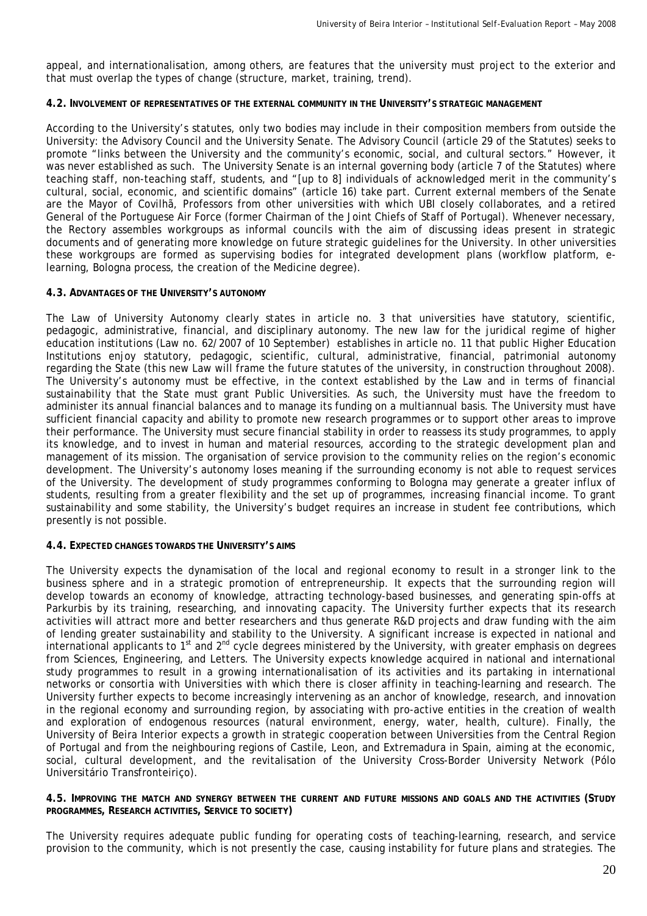appeal, and internationalisation, among others, are features that the university must project to the exterior and that must overlap the types of change (structure, market, training, trend).

#### 4.2. INVOLVEMENT OF REPRESENTATIVES OF THE EXTERNAL COMMUNITY IN THE UNIVERSITY'S STRATEGIC MANAGEMENT

According to the University's statutes, only two bodies may include in their composition members from outside the University: the Advisory Council and the University Senate. The Advisory Council (article 29 of the Statutes) seeks to promote "links between the University and the community's economic, social, and cultural sectors." However, it was never established as such. The University Senate is an internal governing body (article 7 of the Statutes) where teaching staff, non-teaching staff, students, and "[up to 8] individuals of acknowledged merit in the community's cultural, social, economic, and scientific domains" (article 16) take part. Current external members of the Senate are the Mayor of Covilhã, Professors from other universities with which UBI closely collaborates, and a retired General of the Portuguese Air Force (former Chairman of the Joint Chiefs of Staff of Portugal). Whenever necessary, the Rectory assembles workgroups as informal councils with the aim of discussing ideas present in strategic documents and of generating more knowledge on future strategic guidelines for the University. In other universities these workgroups are formed as supervising bodies for integrated development plans (workflow platform, e-learning, Bologna process, the creation of the Medicine degree).

#### 4.3. ADVANTAGES OF THE UNIVERSITY'S AUTONOMY

The Law of University Autonomy clearly states in article no. 3 that universities have statutory, scientific, pedagogic, administrative, financial, and disciplinary autonomy. The new law for the juridical regime of higher education institutions (Law no. 62/2007 of 10 September) establishes in article no. 11 that public Higher Education Institutions enjoy statutory, pedagogic, scientific, cultural, administrative, financial, patrimonial autonomy regarding the State (this new Law will frame the future statutes of the university, in construction throughout 2008). The University's autonomy must be effective, in the context established by the Law and in terms of financial sustainability that the State must grant Public Universities. As such, the University must have the freedom to administer its annual financial balances and to manage its funding on a multiannual basis. The University must have sufficient financial capacity and ability to promote new research programmes or to support other areas to improve their performance. The University must secure financial stability in order to reassess its study programmes, to apply its knowledge, and to invest in human and material resources, according to the strategic development plan and management of its mission. The organisation of service provision to the community relies on the region's economic development. The University's autonomy loses meaning if the surrounding economy is not able to request services of the University. The development of study programmes conforming to Bologna may generate a greater influx of students, resulting from a greater flexibility and the set up of programmes, increasing financial income. To grant sustainability and some stability, the University's budget requires an increase in student fee contributions, which presently is not possible.

#### 4.4. EXPECTED CHANGES TOWARDS THE UNIVERSITY'S AIMS

The University expects the dynamisation of the local and regional economy to result in a stronger link to the business sphere and in a strategic promotion of entrepreneurship. It expects that the surrounding region will develop towards an economy of knowledge, attracting technology-based businesses, and generating spin-offs at Parkurbis by its training, researching, and innovating capacity. The University further expects that its research activities will attract more and better researchers and thus generate R&D projects and draw funding with the aim of lending greater sustainability and stability to the University. A significant increase is expected in national and international applicants to 1st and 2nd cycle degrees ministered by the University, with greater emphasis on degrees from Sciences, Engineering, and Letters. The University expects knowledge acquired in national and international study programmes to result in a growing internationalisation of its activities and its partaking in international networks or consortia with Universities with which there is closer affinity in teaching-learning and research. The University further expects to become increasingly intervening as an anchor of knowledge, research, and innovation in the regional economy and surrounding region, by associating with pro-active entities in the creation of wealth and exploration of endogenous resources (natural environment, energy, water, health, culture). Finally, the University of Beira Interior expects a growth in strategic cooperation between Universities from the Central Region of Portugal and from the neighbouring regions of Castile, Leon, and Extremadura in Spain, aiming at the economic, social, cultural development, and the revitalisation of the University Cross-Border University Network (Pólo Universitário Transfronteiriço).

#### 4.5. IMPROVING THE MATCH AND SYNERGY BETWEEN THE CURRENT AND FUTURE MISSIONS AND GOALS AND THE ACTIVITIES (STUDY PROGRAMMES, RESEARCH ACTIVITIES, SERVICE TO SOCIETY)

The University requires adequate public funding for operating costs of teaching-learning, research, and service provision to the community, which is not presently the case, causing instability for future plans and strategies. The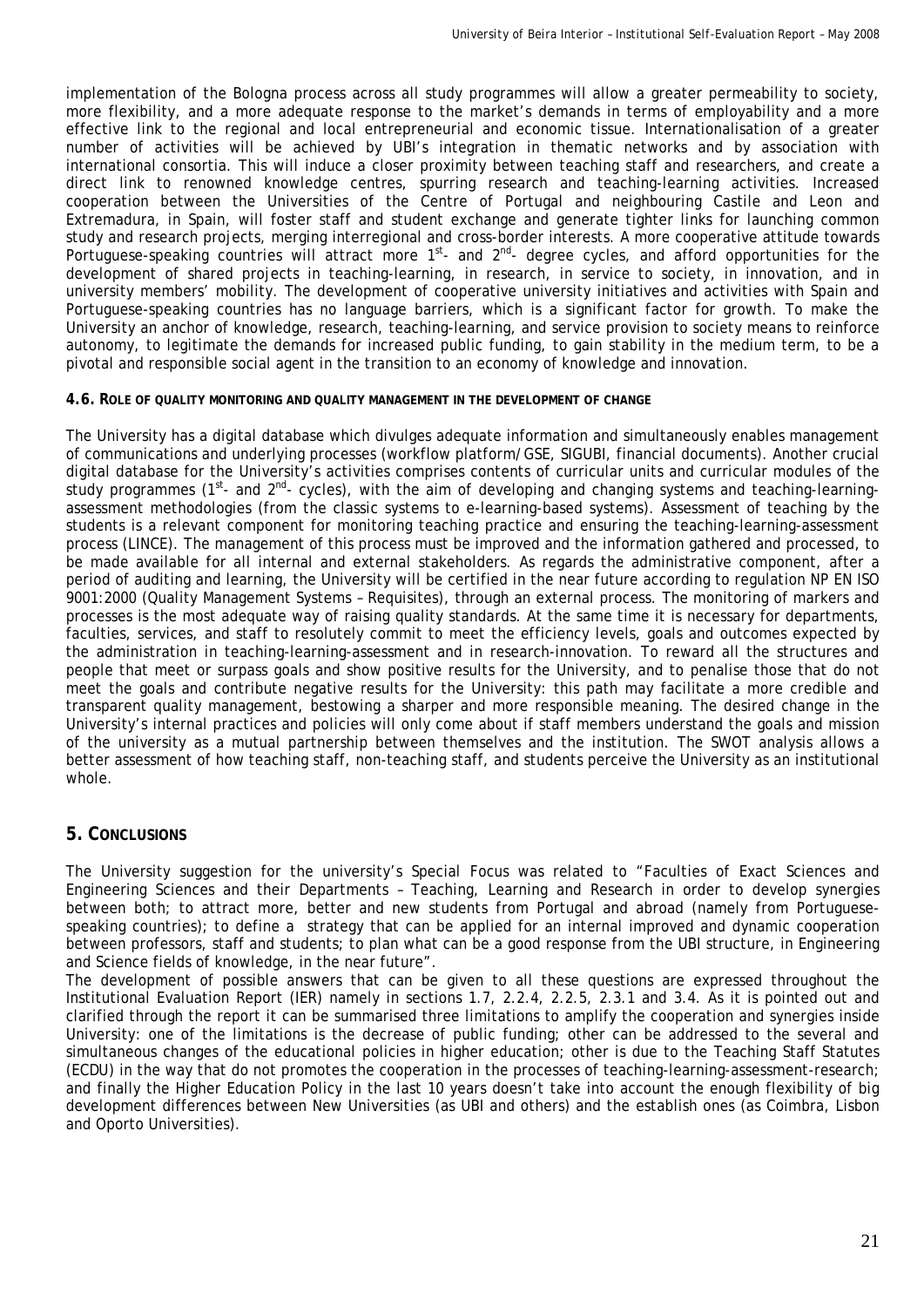implementation of the Bologna process across all study programmes will allow a greater permeability to society, more flexibility, and a more adequate response to the market's demands in terms of employability and a more effective link to the regional and local entrepreneurial and economic tissue. Internationalisation of a greater number of activities will be achieved by UBI's integration in thematic networks and by association with international consortia. This will induce a closer proximity between teaching staff and researchers, and create a direct link to renowned knowledge centres, spurring research and teaching-learning activities. Increased cooperation between the Universities of the Centre of Portugal and neighbouring Castile and Leon and Extremadura, in Spain, will foster staff and student exchange and generate tighter links for launching common study and research projects, merging interregional and cross-border interests. A more cooperative attitude towards Portuguese-speaking countries will attract more 1st- and 2nd- degree cycles, and afford opportunities for the development of shared projects in teaching-learning, in research, in service to society, in innovation, and in university members' mobility. The development of cooperative university initiatives and activities with Spain and Portuguese-speaking countries has no language barriers, which is a significant factor for growth. To make the University an anchor of knowledge, research, teaching-learning, and service provision to society means to reinforce autonomy, to legitimate the demands for increased public funding, to gain stability in the medium term, to be a pivotal and responsible social agent in the transition to an economy of knowledge and innovation.

#### 4.6. Role of quality monitoring and quality management in the development of change

The University has a digital database which divulges adequate information and simultaneously enables management of communications and underlying processes (workflow platform/GSE, SIGUBI, financial documents). Another crucial digital database for the University's activities comprises contents of curricular units and curricular modules of the study programmes (1st- and 2nd- cycles), with the aim of developing and changing systems and teaching-learning-assessment methodologies (from the classic systems to e-learning-based systems). Assessment of teaching by the students is a relevant component for monitoring teaching practice and ensuring the teaching-learning-assessment process (LINCE). The management of this process must be improved and the information gathered and processed, to be made available for all internal and external stakeholders. As regards the administrative component, after a period of auditing and learning, the University will be certified in the near future according to regulation NP EN ISO 9001:2000 (Quality Management Systems – Requisites), through an external process. The monitoring of markers and processes is the most adequate way of raising quality standards. At the same time it is necessary for departments, faculties, services, and staff to resolutely commit to meet the efficiency levels, goals and outcomes expected by the administration in teaching-learning-assessment and in research-innovation. To reward all the structures and people that meet or surpass goals and show positive results for the University, and to penalise those that do not meet the goals and contribute negative results for the University: this path may facilitate a more credible and transparent quality management, bestowing a sharper and more responsible meaning. The desired change in the University's internal practices and policies will only come about if staff members understand the goals and mission of the university as a mutual partnership between themselves and the institution. The SWOT analysis allows a better assessment of how teaching staff, non-teaching staff, and students perceive the University as an institutional whole.

## 5. Conclusions

The University suggestion for the university's Special Focus was related to "Faculties of Exact Sciences and Engineering Sciences and their Departments – Teaching, Learning and Research in order to develop synergies between both; to attract more, better and new students from Portugal and abroad (namely from Portuguese-speaking countries); to define a strategy that can be applied for an internal improved and dynamic cooperation between professors, staff and students; to plan what can be a good response from the UBI structure, in Engineering and Science fields of knowledge, in the near future".

The development of possible answers that can be given to all these questions are expressed throughout the Institutional Evaluation Report (IER) namely in sections 1.7, 2.2.4, 2.2.5, 2.3.1 and 3.4. As it is pointed out and clarified through the report it can be summarised three limitations to amplify the cooperation and synergies inside University: one of the limitations is the decrease of public funding; other can be addressed to the several and simultaneous changes of the educational policies in higher education; other is due to the Teaching Staff Statutes (ECDU) in the way that do not promotes the cooperation in the processes of teaching-learning-assessment-research; and finally the Higher Education Policy in the last 10 years doesn't take into account the enough flexibility of big development differences between New Universities (as UBI and others) and the establish ones (as Coimbra, Lisbon and Oporto Universities).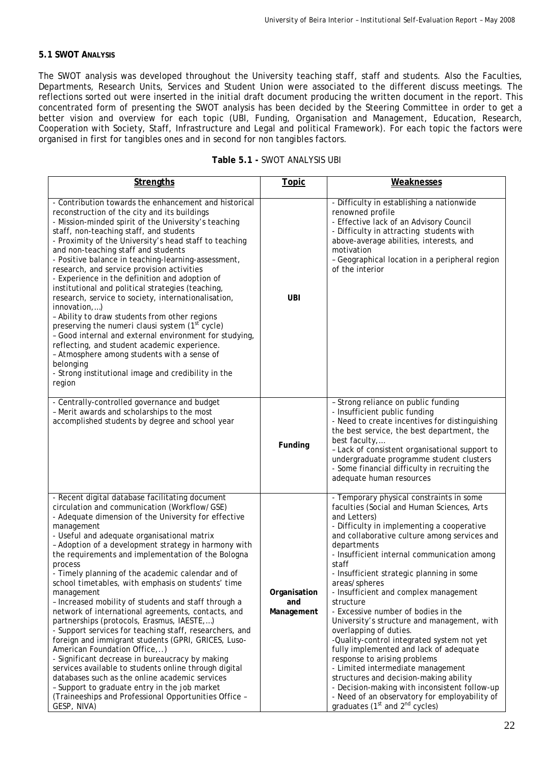**5.1 SWOT ANALYSIS**

The SWOT analysis was developed throughout the University teaching staff, staff and students. Also the Faculties, Departments, Research Units, Services and Student Union were associated to the different discuss meetings. The reflections sorted out were inserted in the initial draft document producing the written document in the report. This concentrated form of presenting the SWOT analysis has been decided by the Steering Committee in order to get a better vision and overview for each topic (UBI, Funding, Organisation and Management, Education, Research, Cooperation with Society, Staff, Infrastructure and Legal and political Framework). For each topic the factors were organised in first for tangibles ones and in second for non tangibles factors.

**Table 5.1 -** SWOT ANALYSIS UBI

| Strengths | Topic | Weaknesses |
|---|---|---|
| - Contribution towards the enhancement and historical reconstruction of the city and its buildings<br>- Mission-minded spirit of the University's teaching staff, non-teaching staff, and students<br>- Proximity of the University's head staff to teaching and non-teaching staff and students<br>- Positive balance in teaching-learning-assessment, research, and service provision activities<br>- Experience in the definition and adoption of institutional and political strategies (teaching, research, service to society, internationalisation, innovation,…)<br>– Ability to draw students from other regions preserving the numeri clausi system (1st cycle)<br>– Good internal and external environment for studying, reflecting, and student academic experience.<br>– Atmosphere among students with a sense of belonging<br>- Strong institutional image and credibility in the region | **UBI** | - Difficulty in establishing a nationwide renowned profile<br>- Effective lack of an Advisory Council<br>- Difficulty in attracting students with above-average abilities, interests, and motivation<br>– Geographical location in a peripheral region of the interior |
| - Centrally-controlled governance and budget<br>– Merit awards and scholarships to the most accomplished students by degree and school year | **Funding** | – Strong reliance on public funding<br>- Insufficient public funding<br>- Need to create incentives for distinguishing the best service, the best department, the best faculty,…<br>– Lack of consistent organisational support to undergraduate programme student clusters<br>- Some financial difficulty in recruiting the adequate human resources |
| - Recent digital database facilitating document circulation and communication (Workflow/GSE)<br>- Adequate dimension of the University for effective management<br>- Useful and adequate organisational matrix<br>– Adoption of a development strategy in harmony with the requirements and implementation of the Bologna process<br>- Timely planning of the academic calendar and of school timetables, with emphasis on students' time management<br>– Increased mobility of students and staff through a network of international agreements, contacts, and partnerships (protocols, Erasmus, IAESTE,…)<br>- Support services for teaching staff, researchers, and foreign and immigrant students (GPRI, GRICES, Luso-American Foundation Office,..)<br>- Significant decrease in bureaucracy by making services available to students online through digital databases such as the online academic services<br>– Support to graduate entry in the job market (Traineeships and Professional Opportunities Office – GESP, NIVA) | **Organisation and Management** | - Temporary physical constraints in some faculties (Social and Human Sciences, Arts and Letters)<br>- Difficulty in implementing a cooperative and collaborative culture among services and departments<br>- Insufficient internal communication among staff<br>- Insufficient strategic planning in some areas/spheres<br>- Insufficient and complex management structure<br>- Excessive number of bodies in the University's structure and management, with overlapping of duties.<br>-Quality-control integrated system not yet fully implemented and lack of adequate response to arising problems<br>- Limited intermediate management structures and decision-making ability<br>- Decision-making with inconsistent follow-up<br>- Need of an observatory for employability of graduates (1st and 2nd cycles) |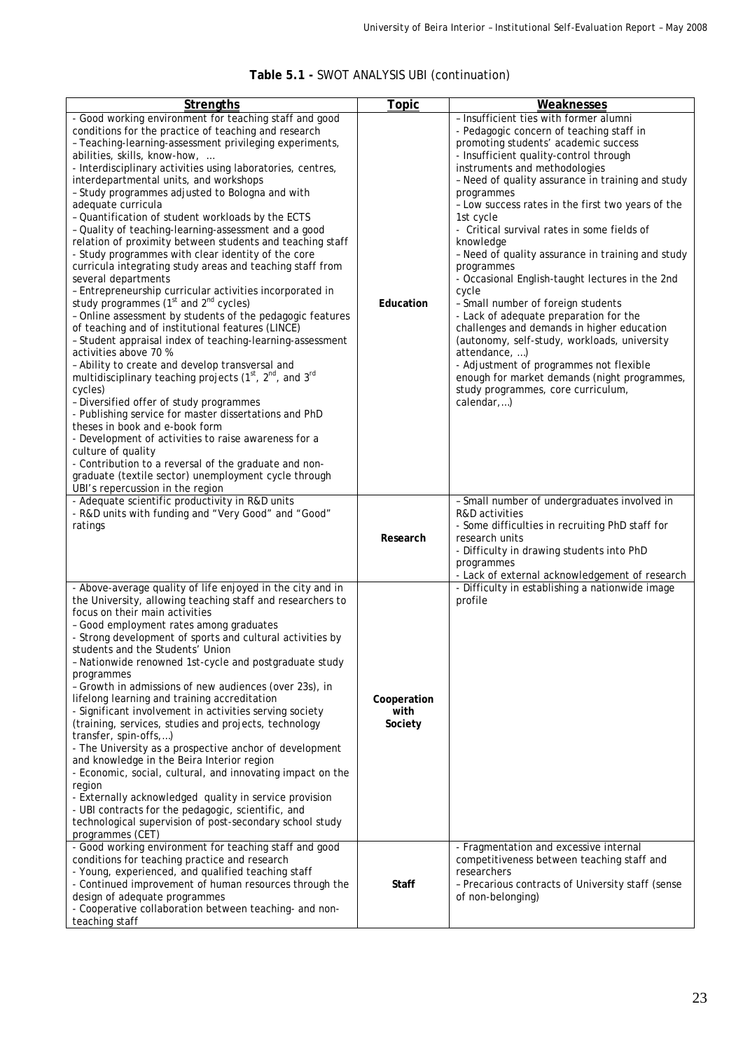**Table 5.1 -** SWOT ANALYSIS UBI (continuation)

| Strengths | Topic | Weaknesses |
|---|---|---|
| - Good working environment for teaching staff and good conditions for the practice of teaching and research<br>– Teaching-learning-assessment privileging experiments, abilities, skills, know-how, ...<br>- Interdisciplinary activities using laboratories, centres, interdepartmental units, and workshops<br>– Study programmes adjusted to Bologna and with adequate curricula<br>– Quantification of student workloads by the ECTS<br>– Quality of teaching-learning-assessment and a good relation of proximity between students and teaching staff<br>- Study programmes with clear identity of the core curricula integrating study areas and teaching staff from several departments<br>– Entrepreneurship curricular activities incorporated in study programmes (1st and 2nd cycles)<br>– Online assessment by students of the pedagogic features of teaching and of institutional features (LINCE)<br>– Student appraisal index of teaching-learning-assessment activities above 70 %<br>– Ability to create and develop transversal and multidisciplinary teaching projects (1st, 2nd, and 3rd cycles)<br>– Diversified offer of study programmes<br>- Publishing service for master dissertations and PhD theses in book and e-book form<br>- Development of activities to raise awareness for a culture of quality<br>- Contribution to a reversal of the graduate and non-graduate (textile sector) unemployment cycle through UBI's repercussion in the region | **Education** | – Insufficient ties with former alumni<br>- Pedagogic concern of teaching staff in promoting students' academic success<br>- Insufficient quality-control through instruments and methodologies<br>– Need of quality assurance in training and study programmes<br>– Low success rates in the first two years of the 1st cycle<br>- Critical survival rates in some fields of knowledge<br>– Need of quality assurance in training and study programmes<br>- Occasional English-taught lectures in the 2nd cycle<br>– Small number of foreign students<br>- Lack of adequate preparation for the challenges and demands in higher education (autonomy, self-study, workloads, university attendance, ...)<br>- Adjustment of programmes not flexible enough for market demands (night programmes, study programmes, core curriculum, calendar,...) |
| - Adequate scientific productivity in R&D units<br>- R&D units with funding and "Very Good" and "Good" ratings | **Research** | – Small number of undergraduates involved in R&D activities<br>- Some difficulties in recruiting PhD staff for research units<br>- Difficulty in drawing students into PhD programmes<br>- Lack of external acknowledgement of research |
| - Above-average quality of life enjoyed in the city and in the University, allowing teaching staff and researchers to focus on their main activities<br>– Good employment rates among graduates<br>- Strong development of sports and cultural activities by students and the Students' Union<br>– Nationwide renowned 1st-cycle and postgraduate study programmes<br>– Growth in admissions of new audiences (over 23s), in lifelong learning and training accreditation<br>- Significant involvement in activities serving society (training, services, studies and projects, technology transfer, spin-offs,...)<br>- The University as a prospective anchor of development and knowledge in the Beira Interior region<br>- Economic, social, cultural, and innovating impact on the region<br>- Externally acknowledged quality in service provision<br>- UBI contracts for the pedagogic, scientific, and technological supervision of post-secondary school study programmes (CET) | **Cooperation with Society** | - Difficulty in establishing a nationwide image profile |
| - Good working environment for teaching staff and good conditions for teaching practice and research<br>- Young, experienced, and qualified teaching staff<br>- Continued improvement of human resources through the design of adequate programmes<br>- Cooperative collaboration between teaching- and non-teaching staff | **Staff** | - Fragmentation and excessive internal competitiveness between teaching staff and researchers<br>– Precarious contracts of University staff (sense of non-belonging) |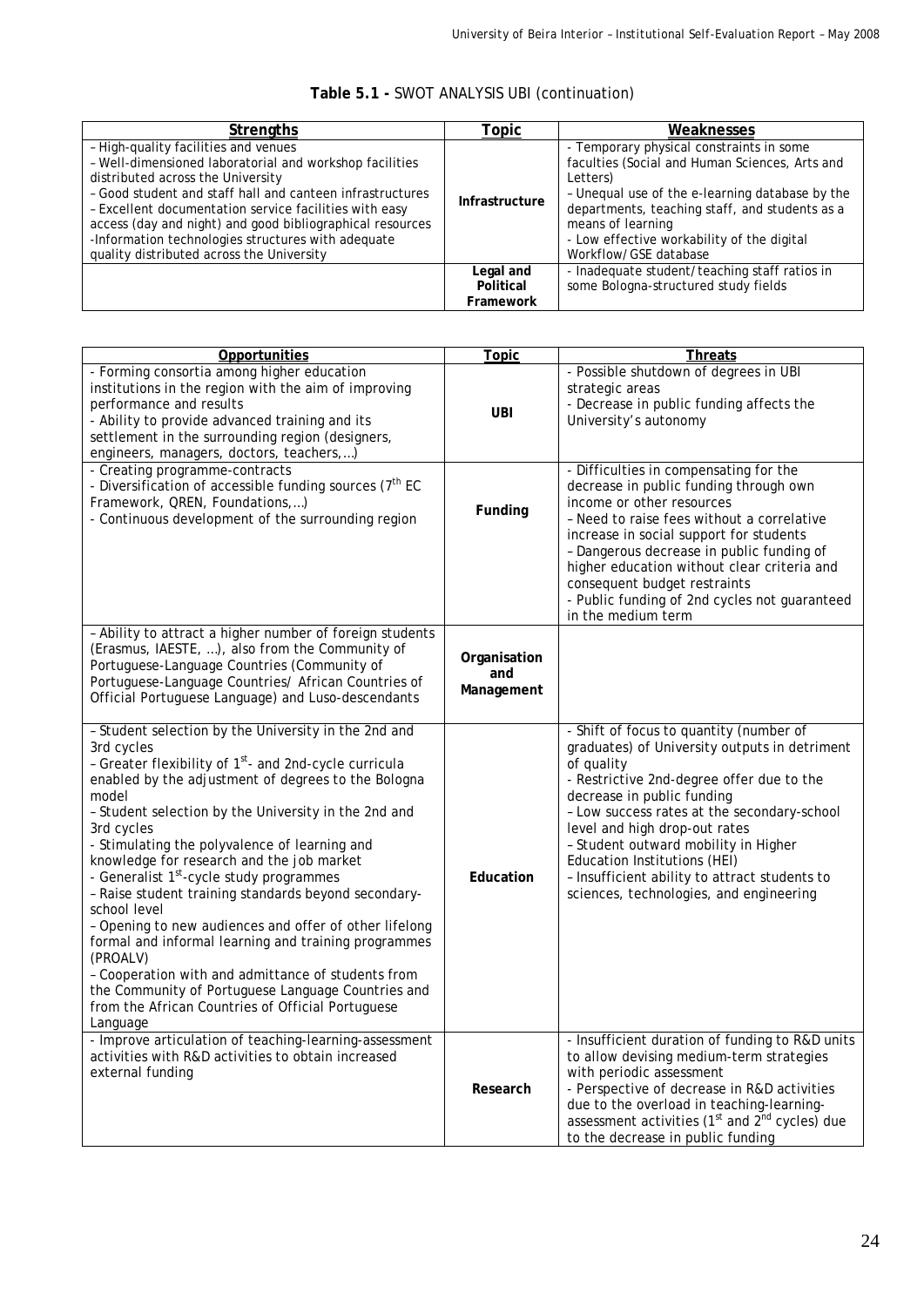**Table 5.1 -** SWOT ANALYSIS UBI (continuation)

| Strengths | Topic | Weaknesses |
|---|---|---|
| – High-quality facilities and venues<br>– Well-dimensioned laboratorial and workshop facilities distributed across the University<br>– Good student and staff hall and canteen infrastructures<br>– Excellent documentation service facilities with easy access (day and night) and good bibliographical resources<br>-Information technologies structures with adequate quality distributed across the University | **Infrastructure** | - Temporary physical constraints in some faculties (Social and Human Sciences, Arts and Letters)<br>– Unequal use of the e-learning database by the departments, teaching staff, and students as a means of learning<br>- Low effective workability of the digital Workflow/GSE database |
| | **Legal and Political Framework** | - Inadequate student/teaching staff ratios in some Bologna-structured study fields |

| Opportunities | Topic | Threats |
|---|---|---|
| - Forming consortia among higher education institutions in the region with the aim of improving performance and results<br>- Ability to provide advanced training and its settlement in the surrounding region (designers, engineers, managers, doctors, teachers,…) | **UBI** | - Possible shutdown of degrees in UBI strategic areas<br>- Decrease in public funding affects the University's autonomy |
| - Creating programme-contracts<br>- Diversification of accessible funding sources (7th EC Framework, QREN, Foundations,…)<br>- Continuous development of the surrounding region | **Funding** | - Difficulties in compensating for the decrease in public funding through own income or other resources<br>– Need to raise fees without a correlative increase in social support for students<br>– Dangerous decrease in public funding of higher education without clear criteria and consequent budget restraints<br>- Public funding of 2nd cycles not guaranteed in the medium term |
| – Ability to attract a higher number of foreign students (Erasmus, IAESTE, …), also from the Community of Portuguese-Language Countries (Community of Portuguese-Language Countries/ African Countries of Official Portuguese Language) and Luso-descendants | **Organisation and Management** | |
| – Student selection by the University in the 2nd and 3rd cycles<br>– Greater flexibility of 1st- and 2nd-cycle curricula enabled by the adjustment of degrees to the Bologna model<br>– Student selection by the University in the 2nd and 3rd cycles<br>- Stimulating the polyvalence of learning and knowledge for research and the job market<br>- Generalist 1st-cycle study programmes<br>– Raise student training standards beyond secondary-school level<br>– Opening to new audiences and offer of other lifelong formal and informal learning and training programmes (PROALV)<br>– Cooperation with and admittance of students from the Community of Portuguese Language Countries and from the African Countries of Official Portuguese Language | **Education** | - Shift of focus to quantity (number of graduates) of University outputs in detriment of quality<br>- Restrictive 2nd-degree offer due to the decrease in public funding<br>– Low success rates at the secondary-school level and high drop-out rates<br>– Student outward mobility in Higher Education Institutions (HEI)<br>– Insufficient ability to attract students to sciences, technologies, and engineering |
| - Improve articulation of teaching-learning-assessment activities with R&D activities to obtain increased external funding | **Research** | - Insufficient duration of funding to R&D units to allow devising medium-term strategies with periodic assessment<br>- Perspective of decrease in R&D activities due to the overload in teaching-learning-assessment activities (1st and 2nd cycles) due to the decrease in public funding |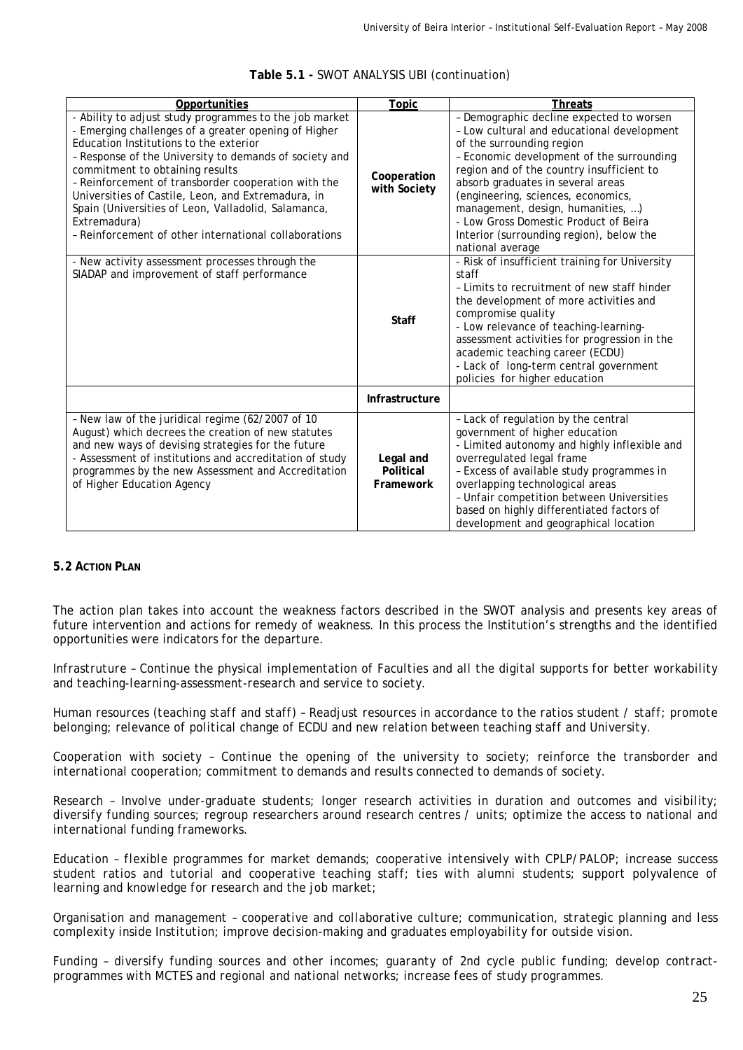**Table 5.1 -** SWOT ANALYSIS UBI (continuation)

| Opportunities | Topic | Threats |
|---|---|---|
| - Ability to adjust study programmes to the job market<br>- Emerging challenges of a greater opening of Higher Education Institutions to the exterior<br>– Response of the University to demands of society and commitment to obtaining results<br>– Reinforcement of transborder cooperation with the Universities of Castile, Leon, and Extremadura, in Spain (Universities of Leon, Valladolid, Salamanca, Extremadura)<br>– Reinforcement of other international collaborations | **Cooperation with Society** | – Demographic decline expected to worsen<br>– Low cultural and educational development of the surrounding region<br>– Economic development of the surrounding region and of the country insufficient to absorb graduates in several areas (engineering, sciences, economics, management, design, humanities, ...)<br>- Low Gross Domestic Product of Beira Interior (surrounding region), below the national average |
| - New activity assessment processes through the SIADAP and improvement of staff performance | **Staff** | - Risk of insufficient training for University staff<br>– Limits to recruitment of new staff hinder the development of more activities and compromise quality<br>- Low relevance of teaching-learning-assessment activities for progression in the academic teaching career (ECDU)<br>- Lack of long-term central government policies for higher education |
| | **Infrastructure** | |
| – New law of the juridical regime (62/2007 of 10 August) which decrees the creation of new statutes and new ways of devising strategies for the future<br>- Assessment of institutions and accreditation of study programmes by the new Assessment and Accreditation of Higher Education Agency | **Legal and Political Framework** | – Lack of regulation by the central government of higher education<br>- Limited autonomy and highly inflexible and overregulated legal frame<br>– Excess of available study programmes in overlapping technological areas<br>– Unfair competition between Universities based on highly differentiated factors of development and geographical location |

## 5.2 Action Plan

The action plan takes into account the weakness factors described in the SWOT analysis and presents key areas of future intervention and actions for remedy of weakness. In this process the Institution's strengths and the identified opportunities were indicators for the departure.

*Infrastruture – Continue the physical implementation of Faculties and all the digital supports for better workability and teaching-learning-assessment-research and service to society.*

*Human resources (teaching staff and staff) – Readjust resources in accordance to the ratios student / staff; promote belonging; relevance of political change of ECDU and new relation between teaching staff and University.*

*Cooperation with society – Continue the opening of the university to society; reinforce the transborder and international cooperation; commitment to demands and results connected to demands of society.*

*Research – Involve under-graduate students; longer research activities in duration and outcomes and visibility; diversify funding sources; regroup researchers around research centres / units; optimize the access to national and international funding frameworks.*

*Education – flexible programmes for market demands; cooperative intensively with CPLP/PALOP; increase success student ratios and tutorial and cooperative teaching staff; ties with alumni students; support polyvalence of learning and knowledge for research and the job market;*

*Organisation and management – cooperative and collaborative culture; communication, strategic planning and less complexity inside Institution; improve decision-making and graduates employability for outside vision.*

*Funding – diversify funding sources and other incomes; guaranty of 2nd cycle public funding; develop contract-programmes with MCTES and regional and national networks; increase fees of study programmes.*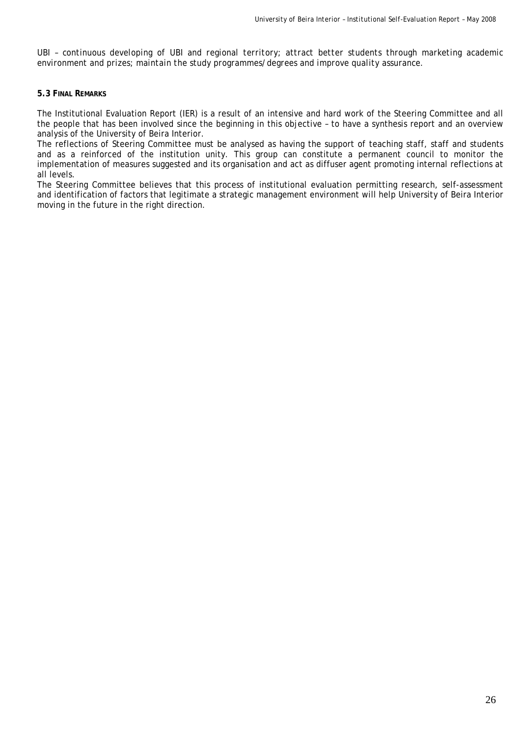UBI – continuous developing of UBI and regional territory; attract better students through marketing academic environment and prizes; maintain the study programmes/degrees and improve quality assurance.

### 5.3 FINAL REMARKS

The Institutional Evaluation Report (IER) is a result of an intensive and hard work of the Steering Committee and all the people that has been involved since the beginning in this objective – to have a synthesis report and an overview analysis of the University of Beira Interior.

The reflections of Steering Committee must be analysed as having the support of teaching staff, staff and students and as a reinforced of the institution unity. This group can constitute a permanent council to monitor the implementation of measures suggested and its organisation and act as diffuser agent promoting internal reflections at all levels.

The Steering Committee believes that this process of institutional evaluation permitting research, self-assessment and identification of factors that legitimate a strategic management environment will help University of Beira Interior moving in the future in the right direction.